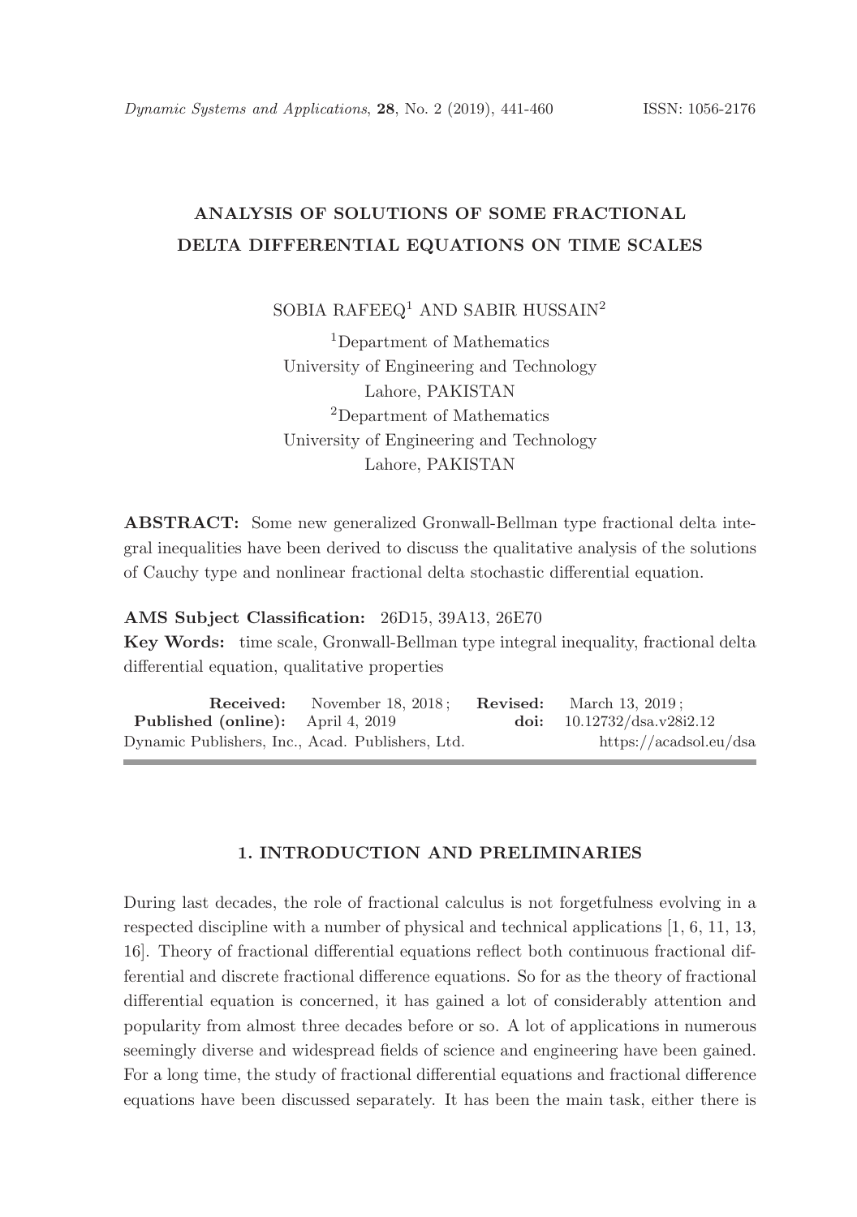# ANALYSIS OF SOLUTIONS OF SOME FRACTIONAL DELTA DIFFERENTIAL EQUATIONS ON TIME SCALES

SOBIA RAFEEQ[1] AND SABIR HUSSAIN[2]

[1]Department of Mathematics
University of Engineering and Technology
Lahore, PAKISTAN
[2]Department of Mathematics
University of Engineering and Technology
Lahore, PAKISTAN

**ABSTRACT:** Some new generalized Gronwall-Bellman type fractional delta integral inequalities have been derived to discuss the qualitative analysis of the solutions of Cauchy type and nonlinear fractional delta stochastic differential equation.

**AMS Subject Classification:** 26D15, 39A13, 26E70

**Key Words:** time scale, Gronwall-Bellman type integral inequality, fractional delta differential equation, qualitative properties

**Received:** November 18, 2018; **Revised:** March 13, 2019;
**Published (online):** April 4, 2019 **doi:** 10.12732/dsa.v28i2.12
Dynamic Publishers, Inc., Acad. Publishers, Ltd. https://acadsol.eu/dsa

## 1. INTRODUCTION AND PRELIMINARIES

During last decades, the role of fractional calculus is not forgetfulness evolving in a respected discipline with a number of physical and technical applications [1, 6, 11, 13, 16]. Theory of fractional differential equations reflect both continuous fractional differential and discrete fractional difference equations. So for as the theory of fractional differential equation is concerned, it has gained a lot of considerably attention and popularity from almost three decades before or so. A lot of applications in numerous seemingly diverse and widespread fields of science and engineering have been gained. For a long time, the study of fractional differential equations and fractional difference equations have been discussed separately. It has been the main task, either there is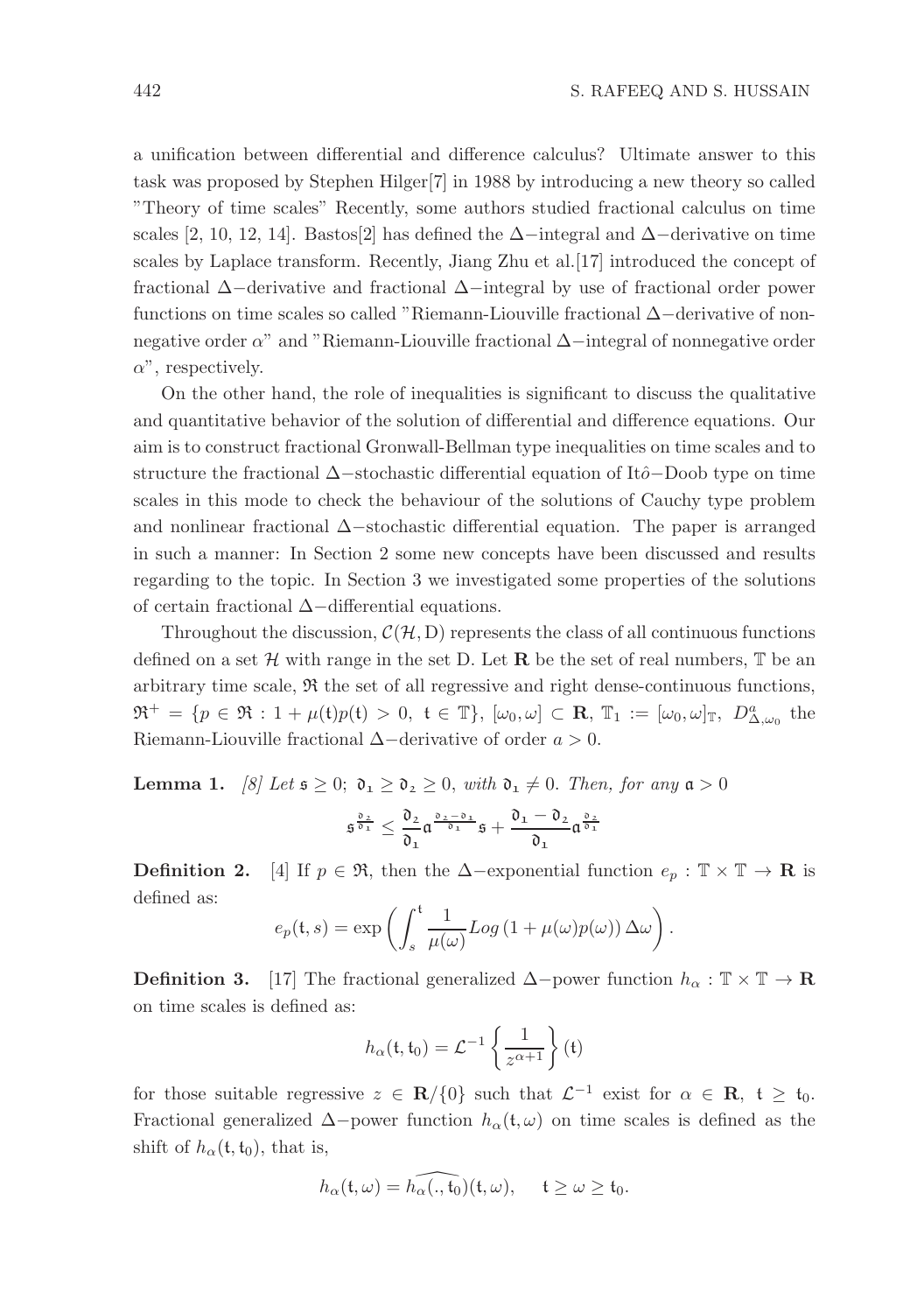a unification between differential and difference calculus? Ultimate answer to this task was proposed by Stephen Hilger[7] in 1988 by introducing a new theory so called "Theory of time scales" Recently, some authors studied fractional calculus on time scales [2, 10, 12, 14]. Bastos[2] has defined the $\Delta-$integral and $\Delta-$derivative on time scales by Laplace transform. Recently, Jiang Zhu et al.[17] introduced the concept of fractional $\Delta-$derivative and fractional $\Delta-$integral by use of fractional order power functions on time scales so called "Riemann-Liouville fractional $\Delta-$derivative of nonnegative order $\alpha$" and "Riemann-Liouville fractional $\Delta-$integral of nonnegative order $\alpha$", respectively.

On the other hand, the role of inequalities is significant to discuss the qualitative and quantitative behavior of the solution of differential and difference equations. Our aim is to construct fractional Gronwall-Bellman type inequalities on time scales and to structure the fractional $\Delta-$stochastic differential equation of Itô$-$Doob type on time scales in this mode to check the behaviour of the solutions of Cauchy type problem and nonlinear fractional $\Delta-$stochastic differential equation. The paper is arranged in such a manner: In Section 2 some new concepts have been discussed and results regarding to the topic. In Section 3 we investigated some properties of the solutions of certain fractional $\Delta-$differential equations.

Throughout the discussion, $\mathcal{C}(\mathcal{H}, \mathrm{D})$ represents the class of all continuous functions defined on a set $\mathcal{H}$ with range in the set D. Let $\mathbf{R}$ be the set of real numbers, $\mathbb{T}$ be an arbitrary time scale, $\mathfrak{R}$ the set of all regressive and right dense-continuous functions, $\mathfrak{R}^{+} = \{p \in \mathfrak{R} : 1 + \mu(\mathfrak{t})p(\mathfrak{t}) > 0, \ \mathfrak{t} \in \mathbb{T}\}$, $[\omega_0, \omega] \subset \mathbf{R}$, $\mathbb{T}_1 := [\omega_0, \omega]_{\mathbb{T}}$, $D^{a}_{\Delta,\omega_0}$ the Riemann-Liouville fractional $\Delta-$derivative of order $a > 0$.

**Lemma 1.** *[8] Let $\mathfrak{s} \geq 0$; $\mathfrak{d}_1 \geq \mathfrak{d}_2 \geq 0$, with $\mathfrak{d}_1 \neq 0$. Then, for any $\mathfrak{a} > 0$*

$$\mathfrak{s}^{\frac{\mathfrak{d}_2}{\mathfrak{d}_1}} \leq \frac{\mathfrak{d}_2}{\mathfrak{d}_1} \mathfrak{a}^{\frac{\mathfrak{d}_2 - \mathfrak{d}_1}{\mathfrak{d}_1}} \mathfrak{s} + \frac{\mathfrak{d}_1 - \mathfrak{d}_2}{\mathfrak{d}_1} \mathfrak{a}^{\frac{\mathfrak{d}_2}{\mathfrak{d}_1}}$$

**Definition 2.** [4] If $p \in \mathfrak{R}$, then the $\Delta-$exponential function $e_p : \mathbb{T} \times \mathbb{T} \to \mathbf{R}$ is defined as:

$$e_p(\mathfrak{t}, s) = \exp\left(\int_s^{\mathfrak{t}} \frac{1}{\mu(\omega)} Log\left(1 + \mu(\omega)p(\omega)\right) \Delta\omega\right).$$

**Definition 3.** [17] The fractional generalized $\Delta-$power function $h_\alpha : \mathbb{T} \times \mathbb{T} \to \mathbf{R}$ on time scales is defined as:

$$h_\alpha(\mathfrak{t}, \mathfrak{t}_0) = \mathcal{L}^{-1}\left\{\frac{1}{z^{\alpha+1}}\right\}(\mathfrak{t})$$

for those suitable regressive $z \in \mathbf{R}/\{0\}$ such that $\mathcal{L}^{-1}$ exist for $\alpha \in \mathbf{R}$, $\mathfrak{t} \geq \mathfrak{t}_0$. Fractional generalized $\Delta-$power function $h_\alpha(\mathfrak{t}, \omega)$ on time scales is defined as the shift of $h_\alpha(\mathfrak{t}, \mathfrak{t}_0)$, that is,

$$h_\alpha(\mathfrak{t}, \omega) = \widehat{h_\alpha(., \mathfrak{t}_0)}(\mathfrak{t}, \omega), \quad \mathfrak{t} \geq \omega \geq \mathfrak{t}_0.$$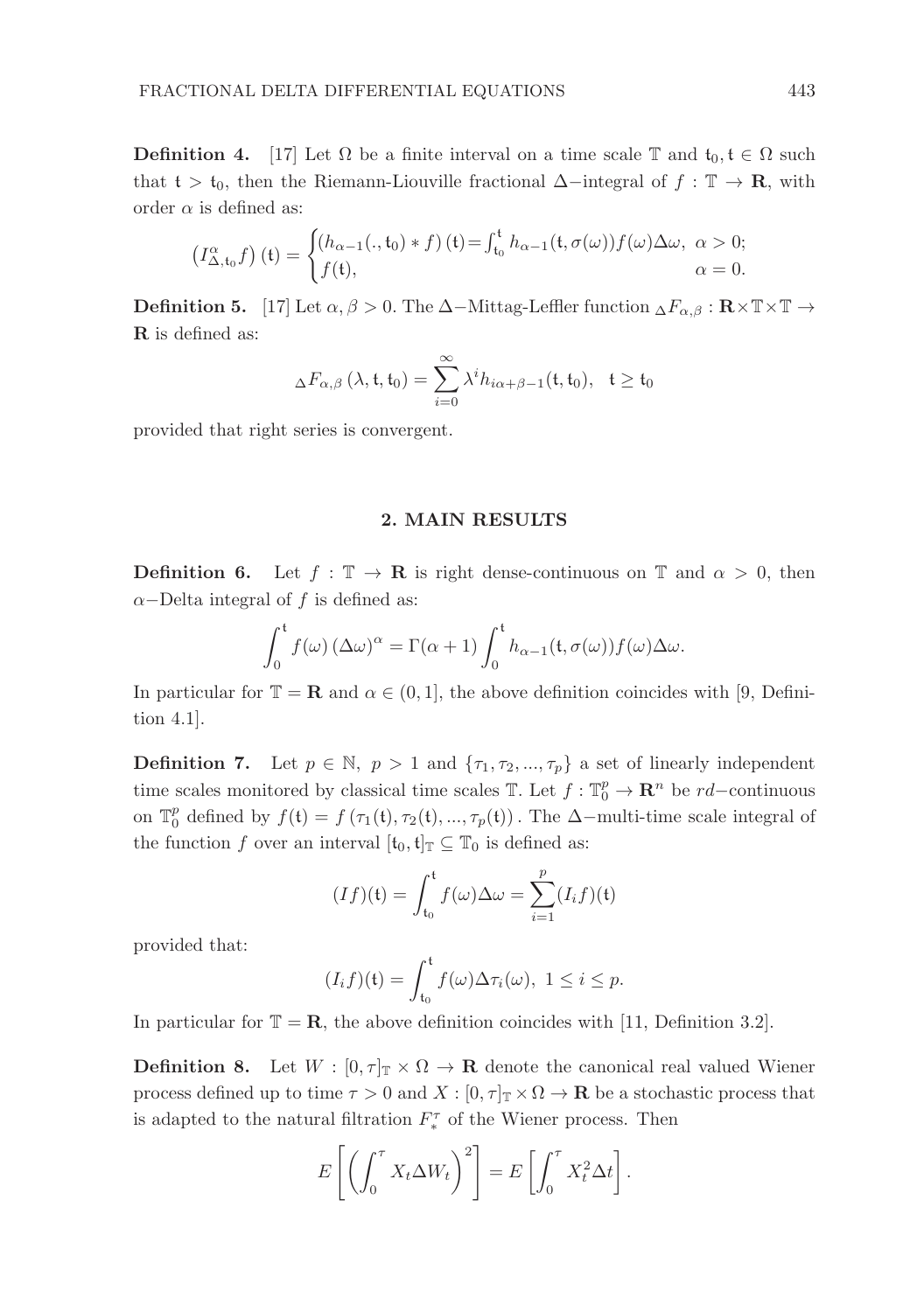**Definition 4.** [17] Let $\Omega$ be a finite interval on a time scale $\mathbb{T}$ and $\mathsf{t}_0, \mathsf{t} \in \Omega$ such that $\mathsf{t} > \mathsf{t}_0$, then the Riemann-Liouville fractional $\Delta-$integral of $f : \mathbb{T} \to \mathbf{R}$, with order $\alpha$ is defined as:

$$\left(I^{\alpha}_{\Delta,\mathsf{t}_0} f\right)(\mathsf{t}) = \begin{cases} \left(h_{\alpha-1}(.,\mathsf{t}_0) * f\right)(\mathsf{t}) = \int_{\mathsf{t}_0}^{\mathsf{t}} h_{\alpha-1}(\mathsf{t},\sigma(\omega)) f(\omega)\Delta\omega, & \alpha > 0; \\ f(\mathsf{t}), & \alpha = 0. \end{cases}$$

**Definition 5.** [17] Let $\alpha, \beta > 0$. The $\Delta-$Mittag-Leffler function ${}_{\Delta}F_{\alpha,\beta} : \mathbf{R} \times \mathbb{T} \times \mathbb{T} \to \mathbf{R}$ is defined as:

$${}_{\Delta}F_{\alpha,\beta}\left(\lambda, \mathsf{t}, \mathsf{t}_0\right) = \sum_{i=0}^{\infty} \lambda^i h_{i\alpha+\beta-1}(\mathsf{t}, \mathsf{t}_0), \quad \mathsf{t} \geq \mathsf{t}_0$$

provided that right series is convergent.

## 2. MAIN RESULTS

**Definition 6.** Let $f : \mathbb{T} \to \mathbf{R}$ is right dense-continuous on $\mathbb{T}$ and $\alpha > 0$, then $\alpha-$Delta integral of $f$ is defined as:

$$\int_0^{\mathsf{t}} f(\omega) \, (\Delta\omega)^{\alpha} = \Gamma(\alpha+1) \int_0^{\mathsf{t}} h_{\alpha-1}(\mathsf{t}, \sigma(\omega)) f(\omega) \Delta\omega.$$

In particular for $\mathbb{T} = \mathbf{R}$ and $\alpha \in (0, 1]$, the above definition coincides with [9, Definition 4.1].

**Definition 7.** Let $p \in \mathbb{N}$, $p > 1$ and $\{\tau_1, \tau_2, ..., \tau_p\}$ a set of linearly independent time scales monitored by classical time scales $\mathbb{T}$. Let $f : \mathbb{T}_0^p \to \mathbf{R}^n$ be $rd-$continuous on $\mathbb{T}_0^p$ defined by $f(\mathsf{t}) = f\left(\tau_1(\mathsf{t}), \tau_2(\mathsf{t}), ..., \tau_p(\mathsf{t})\right)$. The $\Delta-$multi-time scale integral of the function $f$ over an interval $[\mathsf{t}_0, \mathsf{t}]_{\mathbb{T}} \subseteq \mathbb{T}_0$ is defined as:

$$(If)(\mathsf{t}) = \int_{\mathsf{t}_0}^{\mathsf{t}} f(\omega)\Delta\omega = \sum_{i=1}^{p} (I_i f)(\mathsf{t})$$

provided that:

$$(I_i f)(\mathsf{t}) = \int_{\mathsf{t}_0}^{\mathsf{t}} f(\omega)\Delta\tau_i(\omega), \; 1 \leq i \leq p.$$

In particular for $\mathbb{T} = \mathbf{R}$, the above definition coincides with [11, Definition 3.2].

**Definition 8.** Let $W : [0, \tau]_{\mathbb{T}} \times \Omega \to \mathbf{R}$ denote the canonical real valued Wiener process defined up to time $\tau > 0$ and $X : [0, \tau]_{\mathbb{T}} \times \Omega \to \mathbf{R}$ be a stochastic process that is adapted to the natural filtration $F_*^{\tau}$ of the Wiener process. Then

$$E\left[\left(\int_0^{\tau} X_t \Delta W_t\right)^2\right] = E\left[\int_0^{\tau} X_t^2 \Delta t\right].$$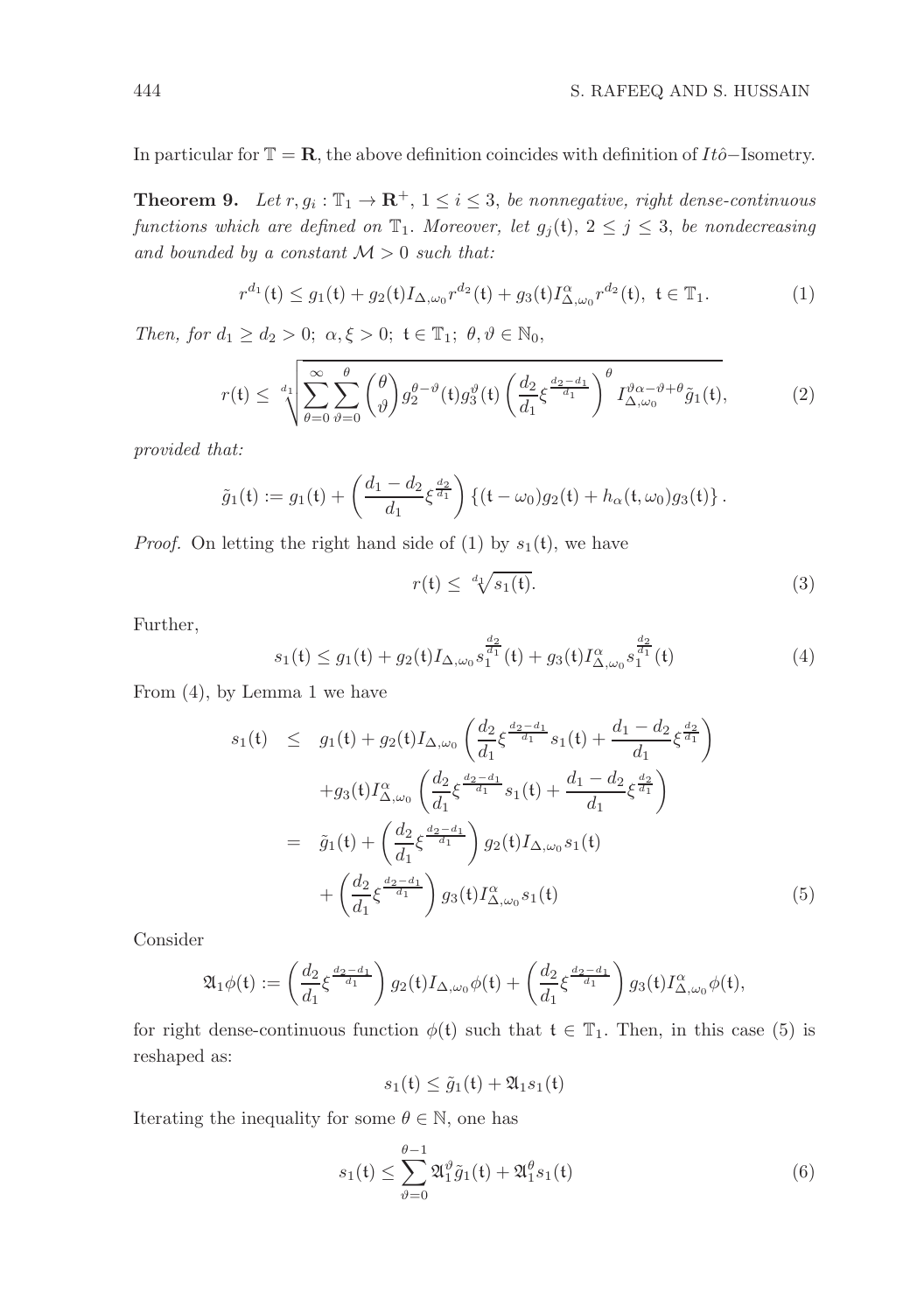In particular for $\mathbb{T} = \mathbf{R}$, the above definition coincides with definition of $It\hat{o}-$Isometry.

**Theorem 9.** *Let $r, g_i : \mathbb{T}_1 \to \mathbf{R}^+$, $1 \leq i \leq 3$, be nonnegative, right dense-continuous functions which are defined on $\mathbb{T}_1$. Moreover, let $g_j(\mathfrak{t})$, $2 \leq j \leq 3$, be nondecreasing and bounded by a constant $\mathcal{M} > 0$ such that:*

$$r^{d_1}(\mathfrak{t}) \leq g_1(\mathfrak{t}) + g_2(\mathfrak{t}) I_{\Delta,\omega_0} r^{d_2}(\mathfrak{t}) + g_3(\mathfrak{t}) I^{\alpha}_{\Delta,\omega_0} r^{d_2}(\mathfrak{t}), \ \ \mathfrak{t} \in \mathbb{T}_1. \tag{1}$$

*Then, for $d_1 \geq d_2 > 0$; $\alpha, \xi > 0$; $\mathfrak{t} \in \mathbb{T}_1$; $\theta, \vartheta \in \mathbb{N}_0$,*

$$r(\mathfrak{t}) \leq \sqrt[d_1]{\sum_{\theta=0}^{\infty} \sum_{\vartheta=0}^{\theta} \binom{\theta}{\vartheta} g_2^{\theta-\vartheta}(\mathfrak{t}) g_3^{\vartheta}(\mathfrak{t}) \left( \frac{d_2}{d_1} \xi^{\frac{d_2 - d_1}{d_1}} \right)^{\theta} I^{\vartheta\alpha - \vartheta + \theta}_{\Delta,\omega_0} \tilde{g}_1(\mathfrak{t})}, \tag{2}$$

*provided that:*

$$\tilde{g}_1(\mathfrak{t}) := g_1(\mathfrak{t}) + \left( \frac{d_1 - d_2}{d_1} \xi^{\frac{d_2}{d_1}} \right) \left\{ (\mathfrak{t} - \omega_0) g_2(\mathfrak{t}) + h_{\alpha}(\mathfrak{t}, \omega_0) g_3(\mathfrak{t}) \right\}.$$

*Proof.* On letting the right hand side of (1) by $s_1(\mathfrak{t})$, we have

$$r(\mathfrak{t}) \leq \sqrt[d_1]{s_1(\mathfrak{t})}. \tag{3}$$

Further,

$$s_1(\mathfrak{t}) \leq g_1(\mathfrak{t}) + g_2(\mathfrak{t}) I_{\Delta,\omega_0} s_1^{\frac{d_2}{d_1}}(\mathfrak{t}) + g_3(\mathfrak{t}) I^{\alpha}_{\Delta,\omega_0} s_1^{\frac{d_2}{d_1}}(\mathfrak{t}) \tag{4}$$

From (4), by Lemma 1 we have

$$\begin{aligned} s_1(\mathfrak{t}) &\leq g_1(\mathfrak{t}) + g_2(\mathfrak{t}) I_{\Delta,\omega_0} \left( \frac{d_2}{d_1} \xi^{\frac{d_2 - d_1}{d_1}} s_1(\mathfrak{t}) + \frac{d_1 - d_2}{d_1} \xi^{\frac{d_2}{d_1}} \right) \\ &\quad + g_3(\mathfrak{t}) I^{\alpha}_{\Delta,\omega_0} \left( \frac{d_2}{d_1} \xi^{\frac{d_2 - d_1}{d_1}} s_1(\mathfrak{t}) + \frac{d_1 - d_2}{d_1} \xi^{\frac{d_2}{d_1}} \right) \\ &= \tilde{g}_1(\mathfrak{t}) + \left( \frac{d_2}{d_1} \xi^{\frac{d_2 - d_1}{d_1}} \right) g_2(\mathfrak{t}) I_{\Delta,\omega_0} s_1(\mathfrak{t}) \\ &\quad + \left( \frac{d_2}{d_1} \xi^{\frac{d_2 - d_1}{d_1}} \right) g_3(\mathfrak{t}) I^{\alpha}_{\Delta,\omega_0} s_1(\mathfrak{t}) \end{aligned} \tag{5}$$

Consider

$$\mathfrak{A}_1 \phi(\mathfrak{t}) := \left( \frac{d_2}{d_1} \xi^{\frac{d_2 - d_1}{d_1}} \right) g_2(\mathfrak{t}) I_{\Delta,\omega_0} \phi(\mathfrak{t}) + \left( \frac{d_2}{d_1} \xi^{\frac{d_2 - d_1}{d_1}} \right) g_3(\mathfrak{t}) I^{\alpha}_{\Delta,\omega_0} \phi(\mathfrak{t}),$$

for right dense-continuous function $\phi(\mathfrak{t})$ such that $\mathfrak{t} \in \mathbb{T}_1$. Then, in this case (5) is reshaped as:

$$s_1(\mathfrak{t}) \leq \tilde{g}_1(\mathfrak{t}) + \mathfrak{A}_1 s_1(\mathfrak{t})$$

Iterating the inequality for some $\theta \in \mathbb{N}$, one has

$$s_1(\mathfrak{t}) \leq \sum_{\vartheta=0}^{\theta-1} \mathfrak{A}_1^{\vartheta} \tilde{g}_1(\mathfrak{t}) + \mathfrak{A}_1^{\theta} s_1(\mathfrak{t}) \tag{6}$$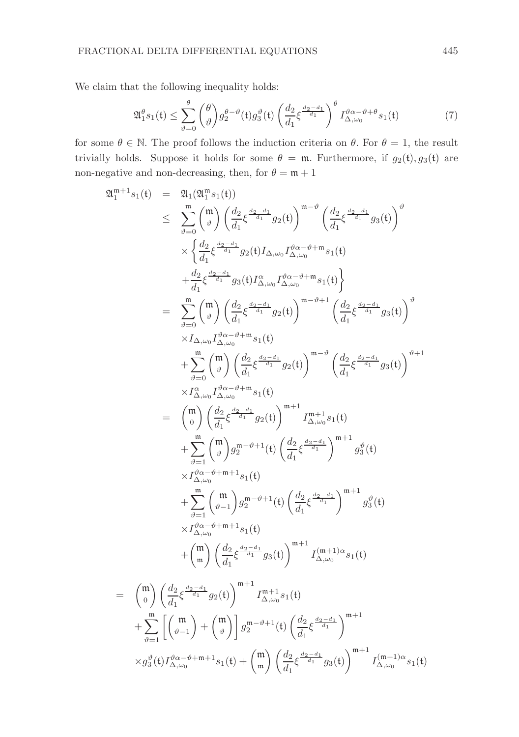We claim that the following inequality holds:

$$\mathfrak{A}_1^{\theta} s_1(\mathfrak{t}) \leq \sum_{\vartheta=0}^{\theta} \binom{\theta}{\vartheta} g_2^{\theta-\vartheta}(\mathfrak{t}) g_3^{\vartheta}(\mathfrak{t}) \left( \frac{d_2}{d_1} \xi^{\frac{d_2-d_1}{d_1}} \right)^{\theta} I_{\Delta,\omega_0}^{\vartheta\alpha-\vartheta+\theta} s_1(\mathfrak{t}) \tag{7}$$

for some $\theta \in \mathbb{N}$. The proof follows the induction criteria on $\theta$. For $\theta = 1$, the result trivially holds. Suppose it holds for some $\theta = \mathfrak{m}$. Furthermore, if $g_2(\mathfrak{t}), g_3(\mathfrak{t})$ are non-negative and non-decreasing, then, for $\theta = \mathfrak{m} + 1$

$$\begin{aligned}
\mathfrak{A}_1^{\mathfrak{m}+1} s_1(\mathfrak{t}) &= \mathfrak{A}_1(\mathfrak{A}_1^{\mathfrak{m}} s_1(\mathfrak{t})) \\
&\leq \sum_{\vartheta=0}^{\mathfrak{m}} \binom{\mathfrak{m}}{\vartheta} \left( \frac{d_2}{d_1} \xi^{\frac{d_2-d_1}{d_1}} g_2(\mathfrak{t}) \right)^{\mathfrak{m}-\vartheta} \left( \frac{d_2}{d_1} \xi^{\frac{d_2-d_1}{d_1}} g_3(\mathfrak{t}) \right)^{\vartheta} \\
&\quad \times \left\{ \frac{d_2}{d_1} \xi^{\frac{d_2-d_1}{d_1}} g_2(\mathfrak{t}) I_{\Delta,\omega_0} I_{\Delta,\omega_0}^{\vartheta\alpha-\vartheta+\mathfrak{m}} s_1(\mathfrak{t}) \right. \\
&\quad \left. + \frac{d_2}{d_1} \xi^{\frac{d_2-d_1}{d_1}} g_3(\mathfrak{t}) I_{\Delta,\omega_0}^{\alpha} I_{\Delta,\omega_0}^{\vartheta\alpha-\vartheta+\mathfrak{m}} s_1(\mathfrak{t}) \right\} \\
&= \sum_{\vartheta=0}^{\mathfrak{m}} \binom{\mathfrak{m}}{\vartheta} \left( \frac{d_2}{d_1} \xi^{\frac{d_2-d_1}{d_1}} g_2(\mathfrak{t}) \right)^{\mathfrak{m}-\vartheta+1} \left( \frac{d_2}{d_1} \xi^{\frac{d_2-d_1}{d_1}} g_3(\mathfrak{t}) \right)^{\vartheta} \\
&\quad \times I_{\Delta,\omega_0} I_{\Delta,\omega_0}^{\vartheta\alpha-\vartheta+\mathfrak{m}} s_1(\mathfrak{t}) \\
&\quad + \sum_{\vartheta=0}^{\mathfrak{m}} \binom{\mathfrak{m}}{\vartheta} \left( \frac{d_2}{d_1} \xi^{\frac{d_2-d_1}{d_1}} g_2(\mathfrak{t}) \right)^{\mathfrak{m}-\vartheta} \left( \frac{d_2}{d_1} \xi^{\frac{d_2-d_1}{d_1}} g_3(\mathfrak{t}) \right)^{\vartheta+1} \\
&\quad \times I_{\Delta,\omega_0}^{\alpha} I_{\Delta,\omega_0}^{\vartheta\alpha-\vartheta+\mathfrak{m}} s_1(\mathfrak{t}) \\
&= \binom{\mathfrak{m}}{0} \left( \frac{d_2}{d_1} \xi^{\frac{d_2-d_1}{d_1}} g_2(\mathfrak{t}) \right)^{\mathfrak{m}+1} I_{\Delta,\omega_0}^{\mathfrak{m}+1} s_1(\mathfrak{t}) \\
&\quad + \sum_{\vartheta=1}^{\mathfrak{m}} \binom{\mathfrak{m}}{\vartheta} g_2^{\mathfrak{m}-\vartheta+1}(\mathfrak{t}) \left( \frac{d_2}{d_1} \xi^{\frac{d_2-d_1}{d_1}} \right)^{\mathfrak{m}+1} g_3^{\vartheta}(\mathfrak{t}) \\
&\quad \times I_{\Delta,\omega_0}^{\vartheta\alpha-\vartheta+\mathfrak{m}+1} s_1(\mathfrak{t}) \\
&\quad + \sum_{\vartheta=1}^{\mathfrak{m}} \binom{\mathfrak{m}}{\vartheta-1} g_2^{\mathfrak{m}-\vartheta+1}(\mathfrak{t}) \left( \frac{d_2}{d_1} \xi^{\frac{d_2-d_1}{d_1}} \right)^{\mathfrak{m}+1} g_3^{\vartheta}(\mathfrak{t}) \\
&\quad \times I_{\Delta,\omega_0}^{\vartheta\alpha-\vartheta+\mathfrak{m}+1} s_1(\mathfrak{t}) \\
&\quad + \binom{\mathfrak{m}}{\mathfrak{m}} \left( \frac{d_2}{d_1} \xi^{\frac{d_2-d_1}{d_1}} g_3(\mathfrak{t}) \right)^{\mathfrak{m}+1} I_{\Delta,\omega_0}^{(\mathfrak{m}+1)\alpha} s_1(\mathfrak{t})
\end{aligned}$$

$$\begin{aligned}
&= \binom{\mathfrak{m}}{0} \left( \frac{d_2}{d_1} \xi^{\frac{d_2-d_1}{d_1}} g_2(\mathfrak{t}) \right)^{\mathfrak{m}+1} I_{\Delta,\omega_0}^{\mathfrak{m}+1} s_1(\mathfrak{t}) \\
&\quad + \sum_{\vartheta=1}^{\mathfrak{m}} \left[ \binom{\mathfrak{m}}{\vartheta-1} + \binom{\mathfrak{m}}{\vartheta} \right] g_2^{\mathfrak{m}-\vartheta+1}(\mathfrak{t}) \left( \frac{d_2}{d_1} \xi^{\frac{d_2-d_1}{d_1}} \right)^{\mathfrak{m}+1} \\
&\quad \times g_3^{\vartheta}(\mathfrak{t}) I_{\Delta,\omega_0}^{\vartheta\alpha-\vartheta+\mathfrak{m}+1} s_1(\mathfrak{t}) + \binom{\mathfrak{m}}{\mathfrak{m}} \left( \frac{d_2}{d_1} \xi^{\frac{d_2-d_1}{d_1}} g_3(\mathfrak{t}) \right)^{\mathfrak{m}+1} I_{\Delta,\omega_0}^{(\mathfrak{m}+1)\alpha} s_1(\mathfrak{t})
\end{aligned}$$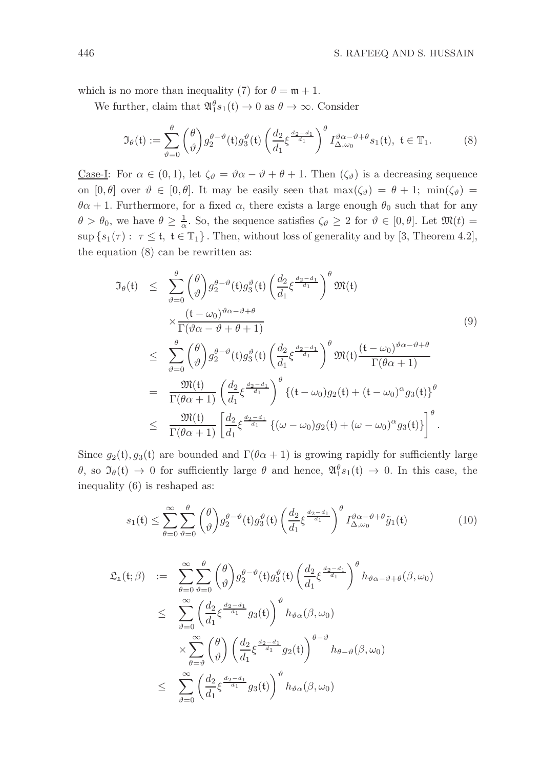which is no more than inequality (7) for $\theta = \mathfrak{m}+1$.

We further, claim that $\mathfrak{A}_1^{\theta} s_1(\mathfrak{t}) \to 0$ as $\theta \to \infty$. Consider

$$
\mathfrak{I}_\theta(\mathfrak{t}) := \sum_{\vartheta=0}^{\theta} \binom{\theta}{\vartheta} g_2^{\theta-\vartheta}(\mathfrak{t}) g_3^{\vartheta}(\mathfrak{t}) \left( \frac{d_2}{d_1} \xi^{\frac{d_2-d_1}{d_1}} \right)^{\theta} I_{\Delta,\omega_0}^{\vartheta\alpha-\vartheta+\theta} s_1(\mathfrak{t}), \ \mathfrak{t} \in \mathbb{T}_1. \tag{8}
$$

Case-I: For $\alpha \in (0,1)$, let $\zeta_\vartheta = \vartheta\alpha - \vartheta + \theta + 1$. Then $(\zeta_\vartheta)$ is a decreasing sequence on $[0,\theta]$ over $\vartheta \in [0,\theta]$. It may be easily seen that $\max(\zeta_\vartheta) = \theta + 1$; $\min(\zeta_\vartheta) = \theta\alpha + 1$. Furthermore, for a fixed $\alpha$, there exists a large enough $\theta_0$ such that for any $\theta > \theta_0$, we have $\theta \geq \frac{1}{\alpha}$. So, the sequence satisfies $\zeta_\vartheta \geq 2$ for $\vartheta \in [0,\theta]$. Let $\mathfrak{M}(t) = \sup\{s_1(\tau) : \ \tau \leq \mathfrak{t}, \ \mathfrak{t} \in \mathbb{T}_1\}$. Then, without loss of generality and by [3, Theorem 4.2], the equation (8) can be rewritten as:

$$
\begin{aligned}
\mathfrak{I}_\theta(\mathfrak{t}) &\leq \sum_{\vartheta=0}^{\theta} \binom{\theta}{\vartheta} g_2^{\theta-\vartheta}(\mathfrak{t}) g_3^{\vartheta}(\mathfrak{t}) \left( \frac{d_2}{d_1} \xi^{\frac{d_2-d_1}{d_1}} \right)^{\theta} \mathfrak{M}(\mathfrak{t}) \\
&\quad \times \frac{(\mathfrak{t}-\omega_0)^{\vartheta\alpha-\vartheta+\theta}}{\Gamma(\vartheta\alpha-\vartheta+\theta+1)} \\
&\leq \sum_{\vartheta=0}^{\theta} \binom{\theta}{\vartheta} g_2^{\theta-\vartheta}(\mathfrak{t}) g_3^{\vartheta}(\mathfrak{t}) \left( \frac{d_2}{d_1} \xi^{\frac{d_2-d_1}{d_1}} \right)^{\theta} \mathfrak{M}(\mathfrak{t}) \frac{(\mathfrak{t}-\omega_0)^{\vartheta\alpha-\vartheta+\theta}}{\Gamma(\theta\alpha+1)} \\
&= \frac{\mathfrak{M}(\mathfrak{t})}{\Gamma(\theta\alpha+1)} \left( \frac{d_2}{d_1} \xi^{\frac{d_2-d_1}{d_1}} \right)^{\theta} \left\{ (\mathfrak{t}-\omega_0) g_2(\mathfrak{t}) + (\mathfrak{t}-\omega_0)^{\alpha} g_3(\mathfrak{t}) \right\}^{\theta} \\
&\leq \frac{\mathfrak{M}(\mathfrak{t})}{\Gamma(\theta\alpha+1)} \left[ \frac{d_2}{d_1} \xi^{\frac{d_2-d_1}{d_1}} \left\{ (\omega-\omega_0) g_2(\mathfrak{t}) + (\omega-\omega_0)^{\alpha} g_3(\mathfrak{t}) \right\} \right]^{\theta}.
\end{aligned} \tag{9}
$$

Since $g_2(\mathfrak{t}), g_3(\mathfrak{t})$ are bounded and $\Gamma(\theta\alpha+1)$ is growing rapidly for sufficiently large $\theta$, so $\mathfrak{I}_\theta(\mathfrak{t}) \to 0$ for sufficiently large $\theta$ and hence, $\mathfrak{A}_1^{\theta} s_1(\mathfrak{t}) \to 0$. In this case, the inequality (6) is reshaped as:

$$
s_1(\mathfrak{t}) \leq \sum_{\theta=0}^{\infty} \sum_{\vartheta=0}^{\theta} \binom{\theta}{\vartheta} g_2^{\theta-\vartheta}(\mathfrak{t}) g_3^{\vartheta}(\mathfrak{t}) \left( \frac{d_2}{d_1} \xi^{\frac{d_2-d_1}{d_1}} \right)^{\theta} I_{\Delta,\omega_0}^{\vartheta\alpha-\vartheta+\theta} \tilde{g}_1(\mathfrak{t}) \tag{10}
$$

$$
\begin{aligned}
\mathfrak{L}_1(\mathfrak{t};\beta) &:= \sum_{\theta=0}^{\infty} \sum_{\vartheta=0}^{\theta} \binom{\theta}{\vartheta} g_2^{\theta-\vartheta}(\mathfrak{t}) g_3^{\vartheta}(\mathfrak{t}) \left( \frac{d_2}{d_1} \xi^{\frac{d_2-d_1}{d_1}} \right)^{\theta} h_{\vartheta\alpha-\vartheta+\theta}(\beta,\omega_0) \\
&\leq \sum_{\vartheta=0}^{\infty} \left( \frac{d_2}{d_1} \xi^{\frac{d_2-d_1}{d_1}} g_3(\mathfrak{t}) \right)^{\vartheta} h_{\vartheta\alpha}(\beta,\omega_0) \\
&\quad \times \sum_{\theta=\vartheta}^{\infty} \binom{\theta}{\vartheta} \left( \frac{d_2}{d_1} \xi^{\frac{d_2-d_1}{d_1}} g_2(\mathfrak{t}) \right)^{\theta-\vartheta} h_{\theta-\vartheta}(\beta,\omega_0) \\
&\leq \sum_{\vartheta=0}^{\infty} \left( \frac{d_2}{d_1} \xi^{\frac{d_2-d_1}{d_1}} g_3(\mathfrak{t}) \right)^{\vartheta} h_{\vartheta\alpha}(\beta,\omega_0)
\end{aligned}
$$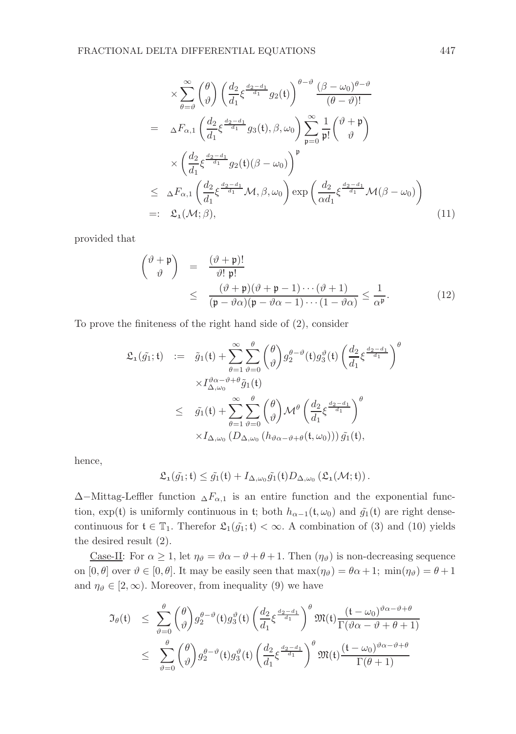$$
\begin{aligned}
&\times \sum_{\theta=\vartheta}^{\infty} \binom{\theta}{\vartheta} \left( \frac{d_2}{d_1} \xi^{\frac{d_2-d_1}{d_1}} g_2(\mathfrak{t}) \right)^{\theta-\vartheta} \frac{(\beta-\omega_0)^{\theta-\vartheta}}{(\theta-\vartheta)!} \\
= \quad & {}_{\Delta}F_{\alpha,1} \left( \frac{d_2}{d_1} \xi^{\frac{d_2-d_1}{d_1}} g_3(\mathfrak{t}), \beta, \omega_0 \right) \sum_{\mathfrak{p}=0}^{\infty} \frac{1}{\mathfrak{p}!} \binom{\vartheta+\mathfrak{p}}{\vartheta} \\
&\times \left( \frac{d_2}{d_1} \xi^{\frac{d_2-d_1}{d_1}} g_2(\mathfrak{t})(\beta-\omega_0) \right)^{\mathfrak{p}} \\
\leq \quad & {}_{\Delta}F_{\alpha,1} \left( \frac{d_2}{d_1} \xi^{\frac{d_2-d_1}{d_1}} \mathcal{M}, \beta, \omega_0 \right) \exp\left( \frac{d_2}{\alpha d_1} \xi^{\frac{d_2-d_1}{d_1}} \mathcal{M}(\beta-\omega_0) \right) \\
=: \quad & \mathfrak{L}_1(\mathcal{M}; \beta), \qquad (11)
\end{aligned}
$$

provided that

$$
\begin{aligned}
\binom{\vartheta+\mathfrak{p}}{\vartheta} &= \frac{(\vartheta+\mathfrak{p})!}{\vartheta! \, \mathfrak{p}!} \\
&\leq \frac{(\vartheta+\mathfrak{p})(\vartheta+\mathfrak{p}-1)\cdots(\vartheta+1)}{(\mathfrak{p}-\vartheta\alpha)(\mathfrak{p}-\vartheta\alpha-1)\cdots(1-\vartheta\alpha)} \leq \frac{1}{\alpha^{\mathfrak{p}}}. \qquad (12)
\end{aligned}
$$

To prove the finiteness of the right hand side of (2), consider

$$
\begin{aligned}
\mathfrak{L}_1(\tilde{g_1}; \mathfrak{t}) \quad := \quad & \tilde{g_1}(\mathfrak{t}) + \sum_{\theta=1}^{\infty} \sum_{\vartheta=0}^{\theta} \binom{\theta}{\vartheta} g_2^{\theta-\vartheta}(\mathfrak{t}) g_3^{\vartheta}(\mathfrak{t}) \left( \frac{d_2}{d_1} \xi^{\frac{d_2-d_1}{d_1}} \right)^{\theta} \\
& \times I_{\Delta,\omega_0}^{\vartheta\alpha-\vartheta+\theta} \tilde{g_1}(\mathfrak{t}) \\
\leq \quad & \tilde{g_1}(\mathfrak{t}) + \sum_{\theta=1}^{\infty} \sum_{\vartheta=0}^{\theta} \binom{\theta}{\vartheta} \mathcal{M}^{\theta} \left( \frac{d_2}{d_1} \xi^{\frac{d_2-d_1}{d_1}} \right)^{\theta} \\
& \times I_{\Delta,\omega_0} \left( D_{\Delta,\omega_0} \left( h_{\vartheta\alpha-\vartheta+\theta}(\mathfrak{t}, \omega_0) \right) \right) \tilde{g_1}(\mathfrak{t}),
\end{aligned}
$$

hence,

$$
\mathfrak{L}_1(\tilde{g_1}; \mathfrak{t}) \leq \tilde{g_1}(\mathfrak{t}) + I_{\Delta,\omega_0} \tilde{g_1}(\mathfrak{t}) D_{\Delta,\omega_0} \left( \mathfrak{L}_1(\mathcal{M}; \mathfrak{t}) \right).
$$

$\Delta-$Mittag-Leffler function ${}_{\Delta}F_{\alpha,1}$ is an entire function and the exponential function, $\exp(\mathfrak{t})$ is uniformly continuous in $\mathfrak{t}$; both $h_{\alpha-1}(\mathfrak{t}, \omega_0)$ and $\tilde{g_1}(\mathfrak{t})$ are right dense-continuous for $\mathfrak{t} \in \mathbb{T}_1$. Therefor $\mathfrak{L}_1(\tilde{g_1}; \mathfrak{t}) < \infty$. A combination of (3) and (10) yields the desired result (2).

Case-II: For $\alpha \geq 1$, let $\eta_\vartheta = \vartheta\alpha - \vartheta + \theta + 1$. Then $(\eta_\vartheta)$ is non-decreasing sequence on $[0, \theta]$ over $\vartheta \in [0, \theta]$. It may be easily seen that $\max(\eta_\vartheta) = \theta\alpha + 1$; $\min(\eta_\vartheta) = \theta + 1$ and $\eta_\vartheta \in [2, \infty)$. Moreover, from inequality (9) we have

$$
\begin{aligned}
\mathfrak{I}_\theta(\mathfrak{t}) \quad \leq \quad & \sum_{\vartheta=0}^{\theta} \binom{\theta}{\vartheta} g_2^{\theta-\vartheta}(\mathfrak{t}) g_3^{\vartheta}(\mathfrak{t}) \left( \frac{d_2}{d_1} \xi^{\frac{d_2-d_1}{d_1}} \right)^{\theta} \mathfrak{M}(\mathfrak{t}) \frac{(\mathfrak{t}-\omega_0)^{\vartheta\alpha-\vartheta+\theta}}{\Gamma(\vartheta\alpha-\vartheta+\theta+1)} \\
\leq \quad & \sum_{\vartheta=0}^{\theta} \binom{\theta}{\vartheta} g_2^{\theta-\vartheta}(\mathfrak{t}) g_3^{\vartheta}(\mathfrak{t}) \left( \frac{d_2}{d_1} \xi^{\frac{d_2-d_1}{d_1}} \right)^{\theta} \mathfrak{M}(\mathfrak{t}) \frac{(\mathfrak{t}-\omega_0)^{\vartheta\alpha-\vartheta+\theta}}{\Gamma(\theta+1)}
\end{aligned}
$$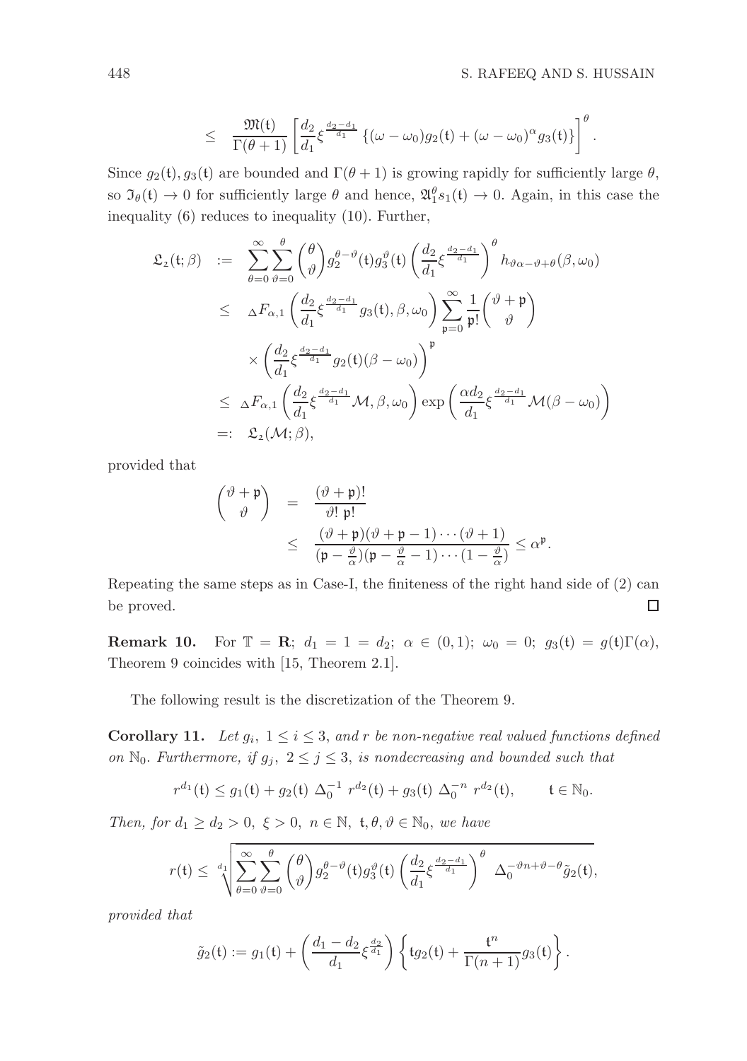$$\leq \frac{\mathfrak{M}(\mathfrak{t})}{\Gamma(\theta+1)}\left[\frac{d_2}{d_1}\xi^{\frac{d_2-d_1}{d_1}}\left\{(\omega-\omega_0)g_2(\mathfrak{t})+(\omega-\omega_0)^{\alpha}g_3(\mathfrak{t})\right\}\right]^{\theta}.$$

Since $g_2(\mathfrak{t}), g_3(\mathfrak{t})$ are bounded and $\Gamma(\theta+1)$ is growing rapidly for sufficiently large $\theta$, so $\mathfrak{I}_\theta(\mathfrak{t}) \to 0$ for sufficiently large $\theta$ and hence, $\mathfrak{A}_1^\theta s_1(\mathfrak{t}) \to 0$. Again, in this case the inequality (6) reduces to inequality (10). Further,

$$\begin{aligned}
\mathfrak{L}_{\mathfrak{z}}(\mathfrak{t};\beta) &:= \sum_{\theta=0}^{\infty}\sum_{\vartheta=0}^{\theta}\binom{\theta}{\vartheta}g_2^{\theta-\vartheta}(\mathfrak{t})g_3^{\vartheta}(\mathfrak{t})\left(\frac{d_2}{d_1}\xi^{\frac{d_2-d_1}{d_1}}\right)^{\theta}h_{\vartheta\alpha-\vartheta+\theta}(\beta,\omega_0)\\
&\leq {}_{\Delta}F_{\alpha,1}\left(\frac{d_2}{d_1}\xi^{\frac{d_2-d_1}{d_1}}g_3(\mathfrak{t}),\beta,\omega_0\right)\sum_{\mathfrak{p}=0}^{\infty}\frac{1}{\mathfrak{p}!}\binom{\vartheta+\mathfrak{p}}{\vartheta}\\
&\quad\times\left(\frac{d_2}{d_1}\xi^{\frac{d_2-d_1}{d_1}}g_2(\mathfrak{t})(\beta-\omega_0)\right)^{\mathfrak{p}}\\
&\leq {}_{\Delta}F_{\alpha,1}\left(\frac{d_2}{d_1}\xi^{\frac{d_2-d_1}{d_1}}\mathcal{M},\beta,\omega_0\right)\exp\left(\frac{\alpha d_2}{d_1}\xi^{\frac{d_2-d_1}{d_1}}\mathcal{M}(\beta-\omega_0)\right)\\
&=: \mathfrak{L}_{\mathfrak{z}}(\mathcal{M};\beta),
\end{aligned}$$

provided that

$$\begin{aligned}
\binom{\vartheta+\mathfrak{p}}{\vartheta} &= \frac{(\vartheta+\mathfrak{p})!}{\vartheta!\ \mathfrak{p}!}\\
&\leq \frac{(\vartheta+\mathfrak{p})(\vartheta+\mathfrak{p}-1)\cdots(\vartheta+1)}{(\mathfrak{p}-\frac{\vartheta}{\alpha})(\mathfrak{p}-\frac{\vartheta}{\alpha}-1)\cdots(1-\frac{\vartheta}{\alpha})}\leq \alpha^{\mathfrak{p}}.
\end{aligned}$$

Repeating the same steps as in Case-I, the finiteness of the right hand side of (2) can be proved. □

**Remark 10.** For $\mathbb{T}=\mathbf{R}$; $d_1 = 1 = d_2$; $\alpha\in(0,1)$; $\omega_0 = 0$; $g_3(\mathfrak{t}) = g(\mathfrak{t})\Gamma(\alpha)$, Theorem 9 coincides with [15, Theorem 2.1].

The following result is the discretization of the Theorem 9.

**Corollary 11.** *Let $g_i$, $1\leq i\leq 3$, and $r$ be non-negative real valued functions defined on $\mathbb{N}_0$. Furthermore, if $g_j$, $2\leq j\leq 3$, is nondecreasing and bounded such that*

$$r^{d_1}(\mathfrak{t}) \leq g_1(\mathfrak{t}) + g_2(\mathfrak{t})\ \Delta_0^{-1}\ r^{d_2}(\mathfrak{t}) + g_3(\mathfrak{t})\ \Delta_0^{-n}\ r^{d_2}(\mathfrak{t}), \qquad \mathfrak{t}\in\mathbb{N}_0.$$

*Then, for $d_1\geq d_2>0$, $\xi>0$, $n\in\mathbb{N}$, $\mathfrak{t},\theta,\vartheta\in\mathbb{N}_0$, we have*

$$r(\mathfrak{t}) \leq \sqrt[d_1]{\sum_{\theta=0}^{\infty}\sum_{\vartheta=0}^{\theta}\binom{\theta}{\vartheta}g_2^{\theta-\vartheta}(\mathfrak{t})g_3^{\vartheta}(\mathfrak{t})\left(\frac{d_2}{d_1}\xi^{\frac{d_2-d_1}{d_1}}\right)^{\theta}\ \Delta_0^{-\vartheta n+\vartheta-\theta}\tilde{g}_2(\mathfrak{t})},$$

*provided that*

$$\tilde{g}_2(\mathfrak{t}) := g_1(\mathfrak{t}) + \left(\frac{d_1-d_2}{d_1}\xi^{\frac{d_2}{d_1}}\right)\left\{\mathfrak{t}g_2(\mathfrak{t}) + \frac{\mathfrak{t}^n}{\Gamma(n+1)}g_3(\mathfrak{t})\right\}.$$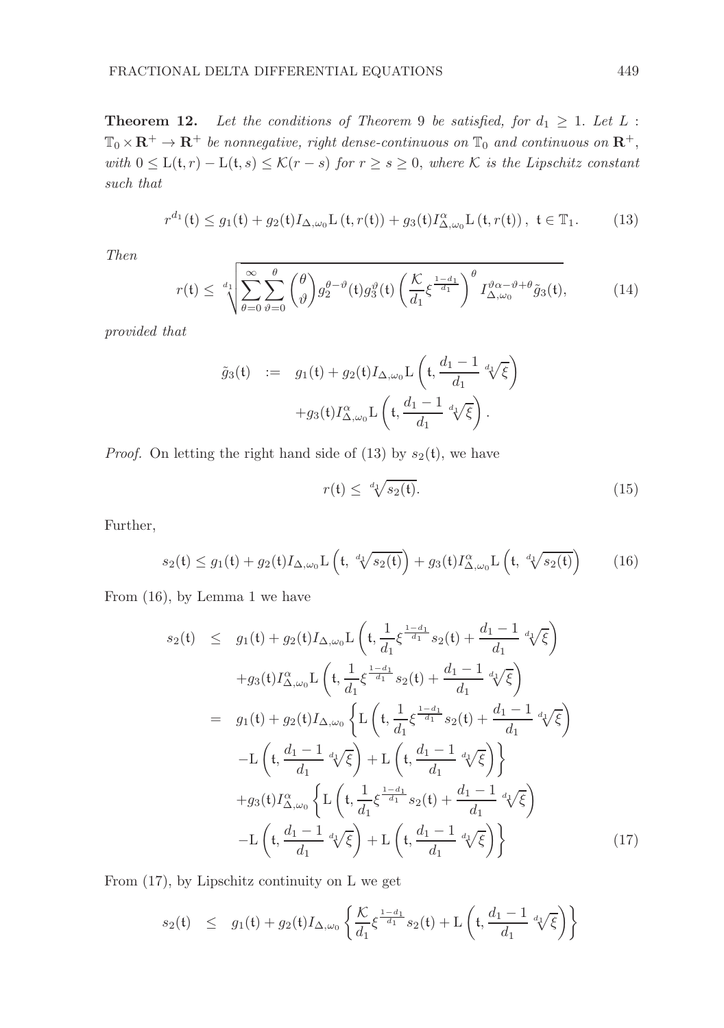**Theorem 12.** *Let the conditions of Theorem 9 be satisfied, for $d_1 \geq 1$. Let $L : \mathbb{T}_0 \times \mathbf{R}^+ \to \mathbf{R}^+$ be nonnegative, right dense-continuous on $\mathbb{T}_0$ and continuous on $\mathbf{R}^+$, with $0 \leq \mathrm{L}(\mathfrak{t}, r) - \mathrm{L}(\mathfrak{t}, s) \leq \mathcal{K}(r - s)$ for $r \geq s \geq 0$, where $\mathcal{K}$ is the Lipschitz constant such that*

$$r^{d_1}(\mathfrak{t}) \leq g_1(\mathfrak{t}) + g_2(\mathfrak{t}) I_{\Delta,\omega_0} \mathrm{L}\left(\mathfrak{t}, r(\mathfrak{t})\right) + g_3(\mathfrak{t}) I^{\alpha}_{\Delta,\omega_0} \mathrm{L}\left(\mathfrak{t}, r(\mathfrak{t})\right), \ \mathfrak{t} \in \mathbb{T}_1. \tag{13}$$

*Then*

$$r(\mathfrak{t}) \leq \sqrt[d_1]{\sum_{\theta=0}^{\infty} \sum_{\vartheta=0}^{\theta} \binom{\theta}{\vartheta} g_2^{\theta-\vartheta}(\mathfrak{t}) g_3^{\vartheta}(\mathfrak{t}) \left(\frac{\mathcal{K}}{d_1} \xi^{\frac{1-d_1}{d_1}}\right)^{\theta} I^{\vartheta\alpha-\vartheta+\theta}_{\Delta,\omega_0} \tilde{g}_3(\mathfrak{t})}, \tag{14}$$

*provided that*

$$\begin{aligned} \tilde{g}_3(\mathfrak{t}) \ &:= \ g_1(\mathfrak{t}) + g_2(\mathfrak{t}) I_{\Delta,\omega_0} \mathrm{L}\left(\mathfrak{t}, \frac{d_1 - 1}{d_1} \sqrt[d_1]{\xi}\right) \\ &\quad + g_3(\mathfrak{t}) I^{\alpha}_{\Delta,\omega_0} \mathrm{L}\left(\mathfrak{t}, \frac{d_1 - 1}{d_1} \sqrt[d_1]{\xi}\right). \end{aligned}$$

*Proof.* On letting the right hand side of (13) by $s_2(\mathfrak{t})$, we have

$$r(\mathfrak{t}) \leq \sqrt[d_1]{s_2(\mathfrak{t})}. \tag{15}$$

Further,

$$s_2(\mathfrak{t}) \leq g_1(\mathfrak{t}) + g_2(\mathfrak{t}) I_{\Delta,\omega_0} \mathrm{L}\left(\mathfrak{t}, \sqrt[d_1]{s_2(\mathfrak{t})}\right) + g_3(\mathfrak{t}) I^{\alpha}_{\Delta,\omega_0} \mathrm{L}\left(\mathfrak{t}, \sqrt[d_1]{s_2(\mathfrak{t})}\right) \tag{16}$$

From (16), by Lemma 1 we have

$$\begin{aligned} s_2(\mathfrak{t}) \ &\leq \ g_1(\mathfrak{t}) + g_2(\mathfrak{t}) I_{\Delta,\omega_0} \mathrm{L}\left(\mathfrak{t}, \frac{1}{d_1} \xi^{\frac{1-d_1}{d_1}} s_2(\mathfrak{t}) + \frac{d_1 - 1}{d_1} \sqrt[d_1]{\xi}\right) \\ &\quad + g_3(\mathfrak{t}) I^{\alpha}_{\Delta,\omega_0} \mathrm{L}\left(\mathfrak{t}, \frac{1}{d_1} \xi^{\frac{1-d_1}{d_1}} s_2(\mathfrak{t}) + \frac{d_1 - 1}{d_1} \sqrt[d_1]{\xi}\right) \\ &= \ g_1(\mathfrak{t}) + g_2(\mathfrak{t}) I_{\Delta,\omega_0} \left\{ \mathrm{L}\left(\mathfrak{t}, \frac{1}{d_1} \xi^{\frac{1-d_1}{d_1}} s_2(\mathfrak{t}) + \frac{d_1 - 1}{d_1} \sqrt[d_1]{\xi}\right) \right. \\ &\quad \left. - \mathrm{L}\left(\mathfrak{t}, \frac{d_1 - 1}{d_1} \sqrt[d_1]{\xi}\right) + \mathrm{L}\left(\mathfrak{t}, \frac{d_1 - 1}{d_1} \sqrt[d_1]{\xi}\right) \right\} \\ &\quad + g_3(\mathfrak{t}) I^{\alpha}_{\Delta,\omega_0} \left\{ \mathrm{L}\left(\mathfrak{t}, \frac{1}{d_1} \xi^{\frac{1-d_1}{d_1}} s_2(\mathfrak{t}) + \frac{d_1 - 1}{d_1} \sqrt[d_1]{\xi}\right) \right. \\ &\quad \left. - \mathrm{L}\left(\mathfrak{t}, \frac{d_1 - 1}{d_1} \sqrt[d_1]{\xi}\right) + \mathrm{L}\left(\mathfrak{t}, \frac{d_1 - 1}{d_1} \sqrt[d_1]{\xi}\right) \right\} \end{aligned} \tag{17}$$

From (17), by Lipschitz continuity on L we get

$$s_2(\mathfrak{t}) \ \leq \ g_1(\mathfrak{t}) + g_2(\mathfrak{t}) I_{\Delta,\omega_0} \left\{ \frac{\mathcal{K}}{d_1} \xi^{\frac{1-d_1}{d_1}} s_2(\mathfrak{t}) + \mathrm{L}\left(\mathfrak{t}, \frac{d_1 - 1}{d_1} \sqrt[d_1]{\xi}\right) \right\}$$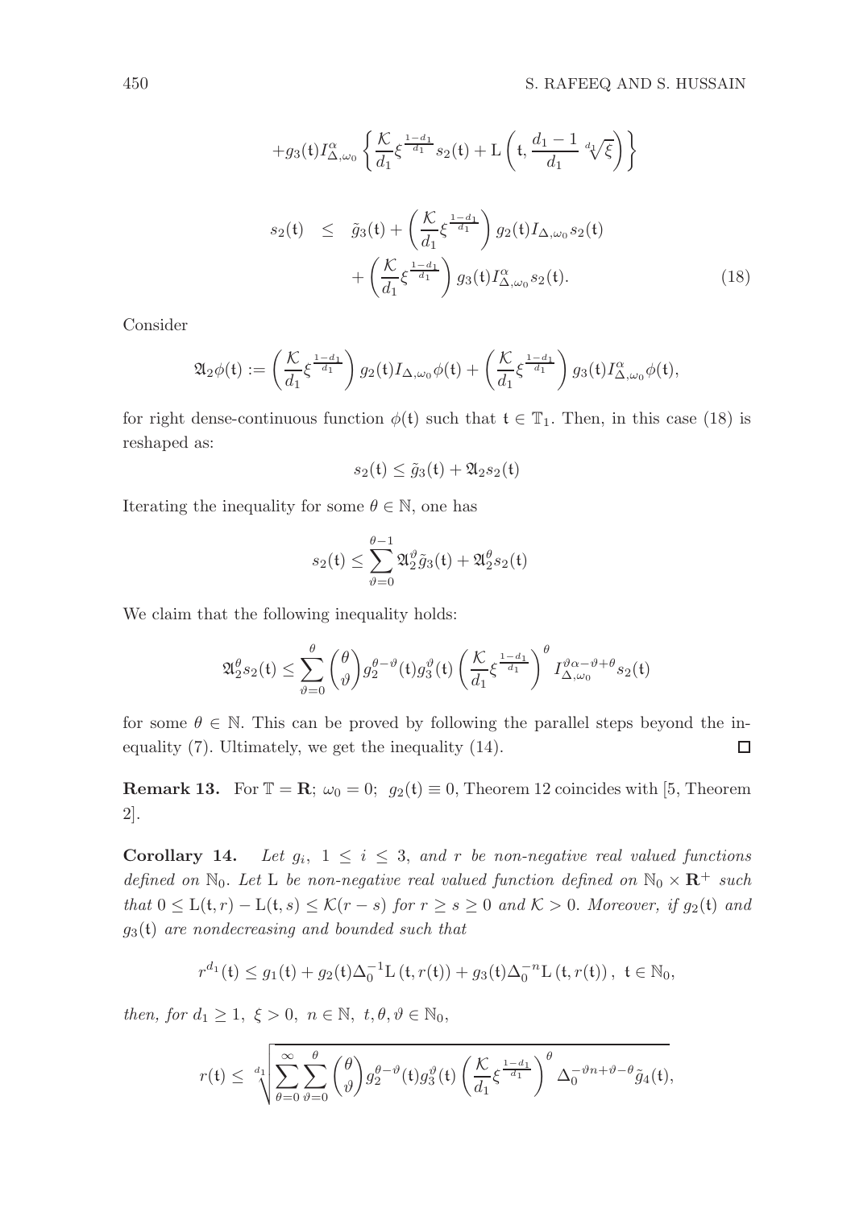$$+g_3(\mathfrak{t}) I^{\alpha}_{\Delta,\omega_0} \left\{ \frac{\mathcal{K}}{d_1} \xi^{\frac{1-d_1}{d_1}} s_2(\mathfrak{t}) + \mathrm{L}\left(\mathfrak{t}, \frac{d_1 - 1}{d_1} \sqrt[d_1]{\xi}\right) \right\}$$

$$\begin{aligned} s_2(\mathfrak{t}) \quad &\leq \quad \tilde{g}_3(\mathfrak{t}) + \left(\frac{\mathcal{K}}{d_1} \xi^{\frac{1-d_1}{d_1}}\right) g_2(\mathfrak{t}) I_{\Delta,\omega_0} s_2(\mathfrak{t}) \\ &\quad + \left(\frac{\mathcal{K}}{d_1} \xi^{\frac{1-d_1}{d_1}}\right) g_3(\mathfrak{t}) I^{\alpha}_{\Delta,\omega_0} s_2(\mathfrak{t}). \end{aligned} \tag{18}$$

Consider

$$\mathfrak{A}_2 \phi(\mathfrak{t}) := \left(\frac{\mathcal{K}}{d_1} \xi^{\frac{1-d_1}{d_1}}\right) g_2(\mathfrak{t}) I_{\Delta,\omega_0} \phi(\mathfrak{t}) + \left(\frac{\mathcal{K}}{d_1} \xi^{\frac{1-d_1}{d_1}}\right) g_3(\mathfrak{t}) I^{\alpha}_{\Delta,\omega_0} \phi(\mathfrak{t}),$$

for right dense-continuous function $\phi(\mathfrak{t})$ such that $\mathfrak{t} \in \mathbb{T}_1$. Then, in this case (18) is reshaped as:

$$s_2(\mathfrak{t}) \leq \tilde{g}_3(\mathfrak{t}) + \mathfrak{A}_2 s_2(\mathfrak{t})$$

Iterating the inequality for some $\theta \in \mathbb{N}$, one has

$$s_2(\mathfrak{t}) \leq \sum_{\vartheta=0}^{\theta-1} \mathfrak{A}_2^{\vartheta} \tilde{g}_3(\mathfrak{t}) + \mathfrak{A}_2^{\theta} s_2(\mathfrak{t})$$

We claim that the following inequality holds:

$$\mathfrak{A}_2^{\theta} s_2(\mathfrak{t}) \leq \sum_{\vartheta=0}^{\theta} \binom{\theta}{\vartheta} g_2^{\theta-\vartheta}(\mathfrak{t}) g_3^{\vartheta}(\mathfrak{t}) \left(\frac{\mathcal{K}}{d_1} \xi^{\frac{1-d_1}{d_1}}\right)^{\theta} I^{\vartheta\alpha-\vartheta+\theta}_{\Delta,\omega_0} s_2(\mathfrak{t})$$

for some $\theta \in \mathbb{N}$. This can be proved by following the parallel steps beyond the inequality (7). Ultimately, we get the inequality (14). $\square$

**Remark 13.** For $\mathbb{T} = \mathbf{R}$; $\omega_0 = 0$; $g_2(\mathfrak{t}) \equiv 0$, Theorem 12 coincides with [5, Theorem 2].

**Corollary 14.** *Let $g_i$, $1 \leq i \leq 3$, and $r$ be non-negative real valued functions defined on $\mathbb{N}_0$. Let* L *be non-negative real valued function defined on $\mathbb{N}_0 \times \mathbf{R}^+$ such that $0 \leq \mathrm{L}(\mathfrak{t}, r) - \mathrm{L}(\mathfrak{t}, s) \leq \mathcal{K}(r - s)$ for $r \geq s \geq 0$ and $\mathcal{K} > 0$. Moreover, if $g_2(\mathfrak{t})$ and $g_3(\mathfrak{t})$ are nondecreasing and bounded such that*

$$r^{d_1}(\mathfrak{t}) \leq g_1(\mathfrak{t}) + g_2(\mathfrak{t}) \Delta_0^{-1} \mathrm{L}\left(\mathfrak{t}, r(\mathfrak{t})\right) + g_3(\mathfrak{t}) \Delta_0^{-n} \mathrm{L}\left(\mathfrak{t}, r(\mathfrak{t})\right), \; \mathfrak{t} \in \mathbb{N}_0,$$

*then, for $d_1 \geq 1$, $\xi > 0$, $n \in \mathbb{N}$, $t, \theta, \vartheta \in \mathbb{N}_0$,*

$$r(\mathfrak{t}) \leq \sqrt[d_1]{\sum_{\theta=0}^{\infty} \sum_{\vartheta=0}^{\theta} \binom{\theta}{\vartheta} g_2^{\theta-\vartheta}(\mathfrak{t}) g_3^{\vartheta}(\mathfrak{t}) \left(\frac{\mathcal{K}}{d_1} \xi^{\frac{1-d_1}{d_1}}\right)^{\theta} \Delta_0^{-\vartheta n+\vartheta-\theta} \tilde{g}_4(\mathfrak{t})},$$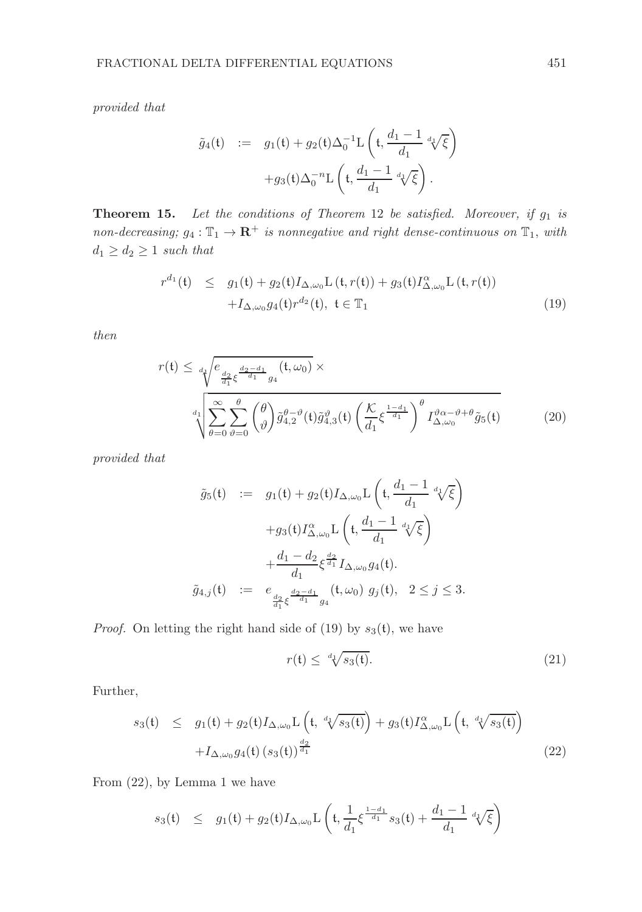*provided that*

$$
\begin{aligned}
\tilde{g}_4(\mathfrak{t}) \;&:=\; g_1(\mathfrak{t}) + g_2(\mathfrak{t})\Delta_0^{-1}\mathrm{L}\left(\mathfrak{t}, \frac{d_1-1}{d_1}\sqrt[d_1]{\xi}\right) \\
&\quad + g_3(\mathfrak{t})\Delta_0^{-n}\mathrm{L}\left(\mathfrak{t}, \frac{d_1-1}{d_1}\sqrt[d_1]{\xi}\right).
\end{aligned}
$$

**Theorem 15.** *Let the conditions of Theorem* 12 *be satisfied. Moreover, if $g_1$ is non-decreasing; $g_4 : \mathbb{T}_1 \to \mathbf{R}^+$ is nonnegative and right dense-continuous on $\mathbb{T}_1$, with $d_1 \geq d_2 \geq 1$ such that*

$$
\begin{aligned}
r^{d_1}(\mathfrak{t}) \;&\leq\; g_1(\mathfrak{t}) + g_2(\mathfrak{t})I_{\Delta,\omega_0}\mathrm{L}\left(\mathfrak{t}, r(\mathfrak{t})\right) + g_3(\mathfrak{t})I^{\alpha}_{\Delta,\omega_0}\mathrm{L}\left(\mathfrak{t}, r(\mathfrak{t})\right) \\
&\quad + I_{\Delta,\omega_0} g_4(\mathfrak{t}) r^{d_2}(\mathfrak{t}), \;\; \mathfrak{t} \in \mathbb{T}_1 \qquad (19)
\end{aligned}
$$

*then*

$$
\begin{aligned}
r(\mathfrak{t}) \leq\;& \sqrt[d_1]{e_{\frac{d_2}{d_1}\xi^{\frac{d_2-d_1}{d_1}} g_4}(\mathfrak{t}, \omega_0)} \times \\
& \sqrt[d_1]{\sum_{\theta=0}^{\infty}\sum_{\vartheta=0}^{\theta}\binom{\theta}{\vartheta}\tilde{g}_{4,2}^{\theta-\vartheta}(\mathfrak{t})\tilde{g}_{4,3}^{\vartheta}(\mathfrak{t})\left(\frac{\mathcal{K}}{d_1}\xi^{\frac{1-d_1}{d_1}}\right)^{\theta} I^{\vartheta\alpha-\vartheta+\theta}_{\Delta,\omega_0}\tilde{g}_5(\mathfrak{t})} \qquad (20)
\end{aligned}
$$

*provided that*

$$
\begin{aligned}
\tilde{g}_5(\mathfrak{t}) \;&:=\; g_1(\mathfrak{t}) + g_2(\mathfrak{t})I_{\Delta,\omega_0}\mathrm{L}\left(\mathfrak{t}, \frac{d_1-1}{d_1}\sqrt[d_1]{\xi}\right) \\
&\quad + g_3(\mathfrak{t})I^{\alpha}_{\Delta,\omega_0}\mathrm{L}\left(\mathfrak{t}, \frac{d_1-1}{d_1}\sqrt[d_1]{\xi}\right) \\
&\quad + \frac{d_1-d_2}{d_1}\xi^{\frac{d_2}{d_1}} I_{\Delta,\omega_0} g_4(\mathfrak{t}). \\
\tilde{g}_{4,j}(\mathfrak{t}) \;&:=\; e_{\frac{d_2}{d_1}\xi^{\frac{d_2-d_1}{d_1}} g_4}(\mathfrak{t}, \omega_0)\; g_j(\mathfrak{t}), \quad 2 \leq j \leq 3.
\end{aligned}
$$

*Proof.* On letting the right hand side of (19) by $s_3(\mathfrak{t})$, we have

$$
r(\mathfrak{t}) \leq \sqrt[d_1]{s_3(\mathfrak{t})}. \qquad (21)
$$

Further,

$$
\begin{aligned}
s_3(\mathfrak{t}) \;&\leq\; g_1(\mathfrak{t}) + g_2(\mathfrak{t})I_{\Delta,\omega_0}\mathrm{L}\left(\mathfrak{t}, \sqrt[d_1]{s_3(\mathfrak{t})}\right) + g_3(\mathfrak{t})I^{\alpha}_{\Delta,\omega_0}\mathrm{L}\left(\mathfrak{t}, \sqrt[d_1]{s_3(\mathfrak{t})}\right) \\
&\quad + I_{\Delta,\omega_0} g_4(\mathfrak{t})\left(s_3(\mathfrak{t})\right)^{\frac{d_2}{d_1}} \qquad (22)
\end{aligned}
$$

From (22), by Lemma 1 we have

$$
s_3(\mathfrak{t}) \;\leq\; g_1(\mathfrak{t}) + g_2(\mathfrak{t})I_{\Delta,\omega_0}\mathrm{L}\left(\mathfrak{t}, \frac{1}{d_1}\xi^{\frac{1-d_1}{d_1}} s_3(\mathfrak{t}) + \frac{d_1-1}{d_1}\sqrt[d_1]{\xi}\right)
$$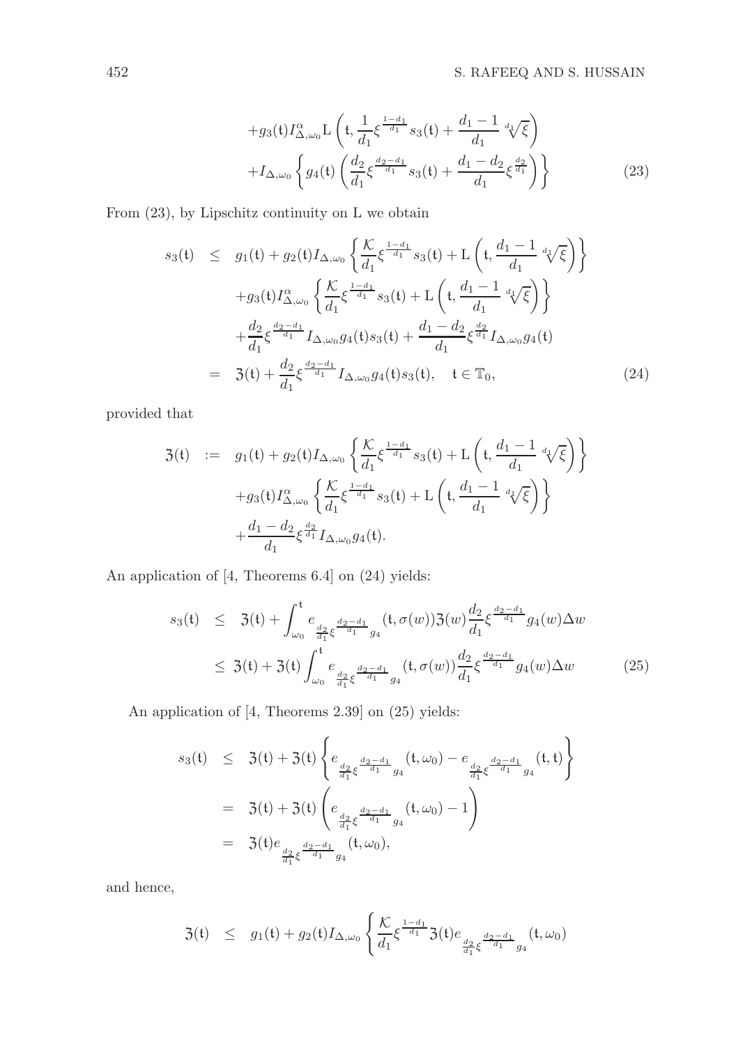$$
\begin{aligned}
&+g_3(\mathfrak{t}) I^{\alpha}_{\Delta,\omega_0} \mathrm{L}\left(\mathfrak{t}, \frac{1}{d_1}\xi^{\frac{1-d_1}{d_1}} s_3(\mathfrak{t}) + \frac{d_1-1}{d_1}\sqrt[d_1]{\xi}\right) \\
&+I_{\Delta,\omega_0}\left\{ g_4(\mathfrak{t})\left(\frac{d_2}{d_1}\xi^{\frac{d_2-d_1}{d_1}} s_3(\mathfrak{t}) + \frac{d_1-d_2}{d_1}\xi^{\frac{d_2}{d_1}}\right)\right\}
\end{aligned} \tag{23}
$$

From (23), by Lipschitz continuity on L we obtain

$$
\begin{aligned}
s_3(\mathfrak{t}) &\leq g_1(\mathfrak{t}) + g_2(\mathfrak{t}) I_{\Delta,\omega_0}\left\{\frac{\mathcal{K}}{d_1}\xi^{\frac{1-d_1}{d_1}} s_3(\mathfrak{t}) + \mathrm{L}\left(\mathfrak{t}, \frac{d_1-1}{d_1}\sqrt[d_1]{\xi}\right)\right\} \\
&\quad + g_3(\mathfrak{t}) I^{\alpha}_{\Delta,\omega_0}\left\{\frac{\mathcal{K}}{d_1}\xi^{\frac{1-d_1}{d_1}} s_3(\mathfrak{t}) + \mathrm{L}\left(\mathfrak{t}, \frac{d_1-1}{d_1}\sqrt[d_1]{\xi}\right)\right\} \\
&\quad + \frac{d_2}{d_1}\xi^{\frac{d_2-d_1}{d_1}} I_{\Delta,\omega_0} g_4(\mathfrak{t}) s_3(\mathfrak{t}) + \frac{d_1-d_2}{d_1}\xi^{\frac{d_2}{d_1}} I_{\Delta,\omega_0} g_4(\mathfrak{t}) \\
&= \mathfrak{Z}(\mathfrak{t}) + \frac{d_2}{d_1}\xi^{\frac{d_2-d_1}{d_1}} I_{\Delta,\omega_0} g_4(\mathfrak{t}) s_3(\mathfrak{t}), \quad \mathfrak{t} \in \mathbb{T}_0,
\end{aligned} \tag{24}
$$

provided that

$$
\begin{aligned}
\mathfrak{Z}(\mathfrak{t}) &:= g_1(\mathfrak{t}) + g_2(\mathfrak{t}) I_{\Delta,\omega_0}\left\{\frac{\mathcal{K}}{d_1}\xi^{\frac{1-d_1}{d_1}} s_3(\mathfrak{t}) + \mathrm{L}\left(\mathfrak{t}, \frac{d_1-1}{d_1}\sqrt[d_1]{\xi}\right)\right\} \\
&\quad + g_3(\mathfrak{t}) I^{\alpha}_{\Delta,\omega_0}\left\{\frac{\mathcal{K}}{d_1}\xi^{\frac{1-d_1}{d_1}} s_3(\mathfrak{t}) + \mathrm{L}\left(\mathfrak{t}, \frac{d_1-1}{d_1}\sqrt[d_1]{\xi}\right)\right\} \\
&\quad + \frac{d_1-d_2}{d_1}\xi^{\frac{d_2}{d_1}} I_{\Delta,\omega_0} g_4(\mathfrak{t}).
\end{aligned}
$$

An application of [4, Theorems 6.4] on (24) yields:

$$
\begin{aligned}
s_3(\mathfrak{t}) &\leq \mathfrak{Z}(\mathfrak{t}) + \int_{\omega_0}^{\mathfrak{t}} e_{\frac{d_2}{d_1}\xi^{\frac{d_2-d_1}{d_1}} g_4}(\mathfrak{t}, \sigma(w)) \mathfrak{Z}(w) \frac{d_2}{d_1}\xi^{\frac{d_2-d_1}{d_1}} g_4(w)\Delta w \\
&\leq \mathfrak{Z}(\mathfrak{t}) + \mathfrak{Z}(\mathfrak{t}) \int_{\omega_0}^{\mathfrak{t}} e_{\frac{d_2}{d_1}\xi^{\frac{d_2-d_1}{d_1}} g_4}(\mathfrak{t}, \sigma(w)) \frac{d_2}{d_1}\xi^{\frac{d_2-d_1}{d_1}} g_4(w)\Delta w
\end{aligned} \tag{25}
$$

An application of [4, Theorems 2.39] on (25) yields:

$$
\begin{aligned}
s_3(\mathfrak{t}) &\leq \mathfrak{Z}(\mathfrak{t}) + \mathfrak{Z}(\mathfrak{t})\left\{ e_{\frac{d_2}{d_1}\xi^{\frac{d_2-d_1}{d_1}} g_4}(\mathfrak{t}, \omega_0) - e_{\frac{d_2}{d_1}\xi^{\frac{d_2-d_1}{d_1}} g_4}(\mathfrak{t}, \mathfrak{t})\right\} \\
&= \mathfrak{Z}(\mathfrak{t}) + \mathfrak{Z}(\mathfrak{t})\left( e_{\frac{d_2}{d_1}\xi^{\frac{d_2-d_1}{d_1}} g_4}(\mathfrak{t}, \omega_0) - 1\right) \\
&= \mathfrak{Z}(\mathfrak{t}) e_{\frac{d_2}{d_1}\xi^{\frac{d_2-d_1}{d_1}} g_4}(\mathfrak{t}, \omega_0),
\end{aligned}
$$

and hence,

$$
\mathfrak{Z}(\mathfrak{t}) \leq g_1(\mathfrak{t}) + g_2(\mathfrak{t}) I_{\Delta,\omega_0}\left\{\frac{\mathcal{K}}{d_1}\xi^{\frac{1-d_1}{d_1}} \mathfrak{Z}(\mathfrak{t}) e_{\frac{d_2}{d_1}\xi^{\frac{d_2-d_1}{d_1}} g_4}(\mathfrak{t}, \omega_0)\right.
$$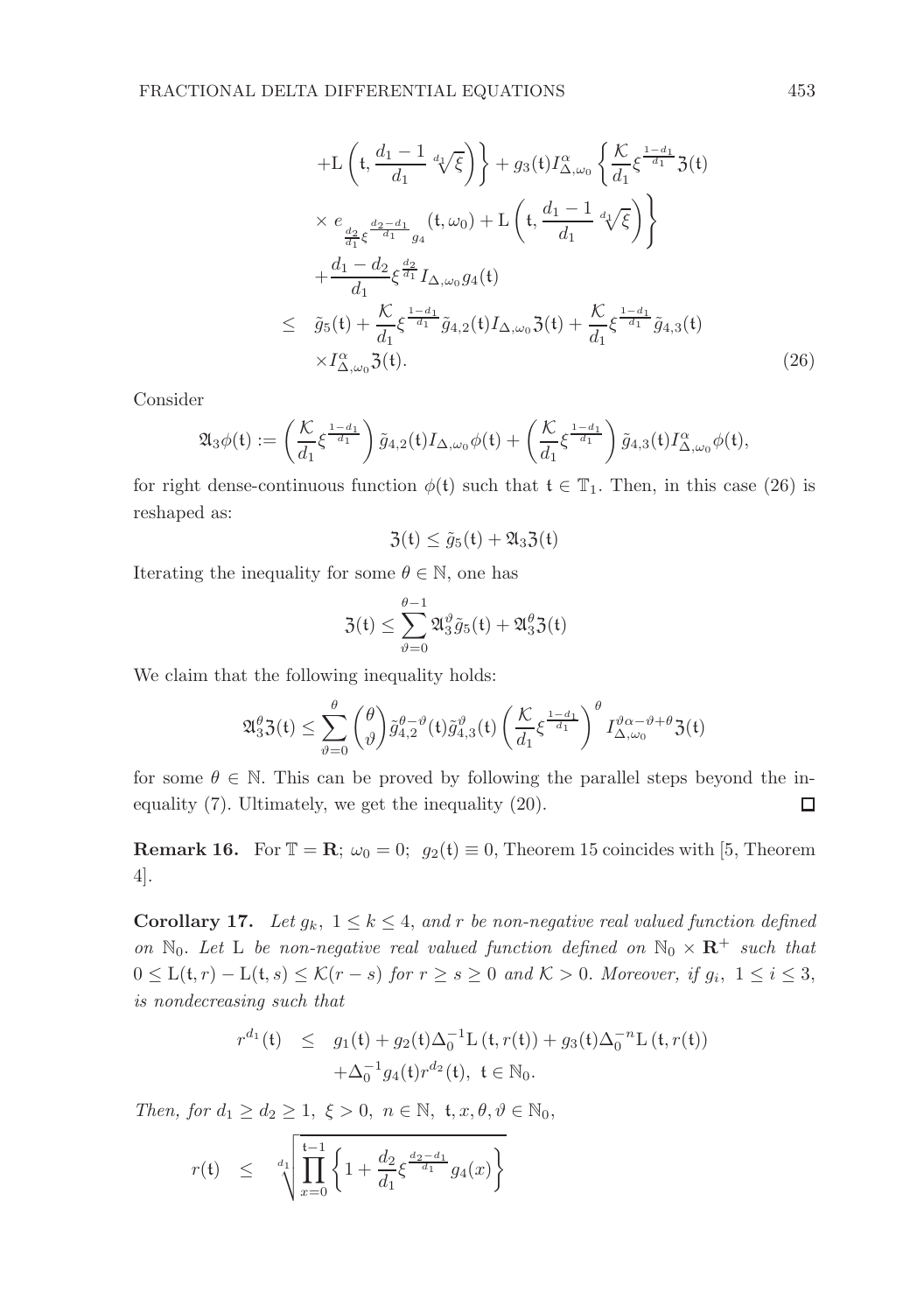$$
\begin{aligned}
&+\mathrm{L}\left(\mathfrak{t}, \frac{d_1-1}{d_1}\sqrt[d_1]{\xi}\right)\Bigg\} + g_3(\mathfrak{t}) I^{\alpha}_{\Delta,\omega_0}\left\{\frac{\mathcal{K}}{d_1}\xi^{\frac{1-d_1}{d_1}}\mathfrak{Z}(\mathfrak{t})\right. \\
&\times e_{\frac{d_2}{d_1}\xi^{\frac{d_2-d_1}{d_1}} g_4}(\mathfrak{t},\omega_0) + \mathrm{L}\left(\mathfrak{t}, \frac{d_1-1}{d_1}\sqrt[d_1]{\xi}\right)\Bigg\} \\
&+\frac{d_1-d_2}{d_1}\xi^{\frac{d_2}{d_1}} I_{\Delta,\omega_0} g_4(\mathfrak{t}) \\
\leq\ & \tilde{g}_5(\mathfrak{t}) + \frac{\mathcal{K}}{d_1}\xi^{\frac{1-d_1}{d_1}}\tilde{g}_{4,2}(\mathfrak{t}) I_{\Delta,\omega_0}\mathfrak{Z}(\mathfrak{t}) + \frac{\mathcal{K}}{d_1}\xi^{\frac{1-d_1}{d_1}}\tilde{g}_{4,3}(\mathfrak{t}) \\
&\times I^{\alpha}_{\Delta,\omega_0}\mathfrak{Z}(\mathfrak{t}). \qquad (26)
\end{aligned}
$$

Consider

$$
\mathfrak{A}_3\phi(\mathfrak{t}) := \left(\frac{\mathcal{K}}{d_1}\xi^{\frac{1-d_1}{d_1}}\right)\tilde{g}_{4,2}(\mathfrak{t}) I_{\Delta,\omega_0}\phi(\mathfrak{t}) + \left(\frac{\mathcal{K}}{d_1}\xi^{\frac{1-d_1}{d_1}}\right)\tilde{g}_{4,3}(\mathfrak{t}) I^{\alpha}_{\Delta,\omega_0}\phi(\mathfrak{t}),
$$

for right dense-continuous function $\phi(\mathfrak{t})$ such that $\mathfrak{t} \in \mathbb{T}_1$. Then, in this case (26) is reshaped as:

$$
\mathfrak{Z}(\mathfrak{t}) \leq \tilde{g}_5(\mathfrak{t}) + \mathfrak{A}_3\mathfrak{Z}(\mathfrak{t})
$$

Iterating the inequality for some $\theta \in \mathbb{N}$, one has

$$
\mathfrak{Z}(\mathfrak{t}) \leq \sum_{\vartheta=0}^{\theta-1}\mathfrak{A}_3^{\vartheta}\tilde{g}_5(\mathfrak{t}) + \mathfrak{A}_3^{\theta}\mathfrak{Z}(\mathfrak{t})
$$

We claim that the following inequality holds:

$$
\mathfrak{A}_3^{\theta}\mathfrak{Z}(\mathfrak{t}) \leq \sum_{\vartheta=0}^{\theta}\binom{\theta}{\vartheta}\tilde{g}_{4,2}^{\theta-\vartheta}(\mathfrak{t})\tilde{g}_{4,3}^{\vartheta}(\mathfrak{t})\left(\frac{\mathcal{K}}{d_1}\xi^{\frac{1-d_1}{d_1}}\right)^{\theta} I^{\vartheta\alpha-\vartheta+\theta}_{\Delta,\omega_0}\mathfrak{Z}(\mathfrak{t})
$$

for some $\theta \in \mathbb{N}$. This can be proved by following the parallel steps beyond the inequality (7). Ultimately, we get the inequality (20). $\square$

**Remark 16.** For $\mathbb{T} = \mathbf{R}$; $\omega_0 = 0$; $g_2(\mathfrak{t}) \equiv 0$, Theorem 15 coincides with [5, Theorem 4].

**Corollary 17.** *Let $g_k$, $1 \leq k \leq 4$, and $r$ be non-negative real valued function defined on $\mathbb{N}_0$. Let* L *be non-negative real valued function defined on $\mathbb{N}_0 \times \mathbf{R}^+$ such that $0 \leq \mathrm{L}(\mathfrak{t}, r) - \mathrm{L}(\mathfrak{t}, s) \leq \mathcal{K}(r-s)$ for $r \geq s \geq 0$ and $\mathcal{K} > 0$. Moreover, if $g_i$, $1 \leq i \leq 3$, is nondecreasing such that*

$$
\begin{aligned}
r^{d_1}(\mathfrak{t}) \quad \leq \quad & g_1(\mathfrak{t}) + g_2(\mathfrak{t})\Delta_0^{-1}\mathrm{L}(\mathfrak{t}, r(\mathfrak{t})) + g_3(\mathfrak{t})\Delta_0^{-n}\mathrm{L}(\mathfrak{t}, r(\mathfrak{t})) \\
& +\Delta_0^{-1} g_4(\mathfrak{t}) r^{d_2}(\mathfrak{t}),\ \mathfrak{t} \in \mathbb{N}_0.
\end{aligned}
$$

*Then, for $d_1 \geq d_2 \geq 1$, $\xi > 0$, $n \in \mathbb{N}$, $\mathfrak{t}, x, \theta, \vartheta \in \mathbb{N}_0$,*

$$
r(\mathfrak{t}) \quad \leq \quad \sqrt[d_1]{\prod_{x=0}^{\mathfrak{t}-1}\left\{1 + \frac{d_2}{d_1}\xi^{\frac{d_2-d_1}{d_1}} g_4(x)\right\}}
$$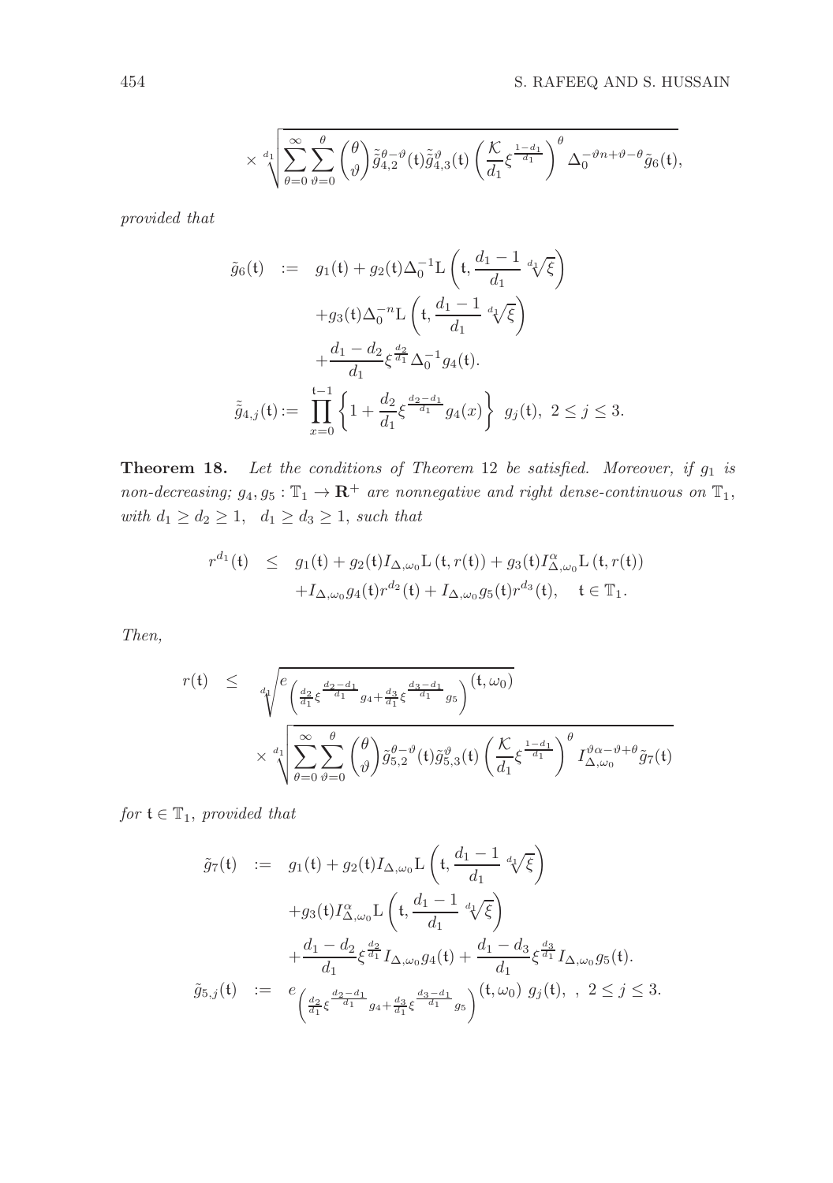$$\times \sqrt[d_1]{\sum_{\theta=0}^{\infty}\sum_{\vartheta=0}^{\theta}\binom{\theta}{\vartheta}\tilde{\tilde{g}}_{4,2}^{\theta-\vartheta}(\mathsf{t})\tilde{\tilde{g}}_{4,3}^{\vartheta}(\mathsf{t})\left(\frac{\mathcal{K}}{d_1}\xi^{\frac{1-d_1}{d_1}}\right)^{\theta}\Delta_0^{-\vartheta n+\vartheta-\theta}\tilde{g}_6(\mathsf{t})},$$

*provided that*

$$\begin{aligned}
\tilde{g}_6(\mathsf{t}) \quad &:= \quad g_1(\mathsf{t}) + g_2(\mathsf{t})\Delta_0^{-1}\mathrm{L}\left(\mathsf{t}, \frac{d_1-1}{d_1}\sqrt[d_1]{\xi}\right) \\
&\quad + g_3(\mathsf{t})\Delta_0^{-n}\mathrm{L}\left(\mathsf{t}, \frac{d_1-1}{d_1}\sqrt[d_1]{\xi}\right) \\
&\quad + \frac{d_1-d_2}{d_1}\xi^{\frac{d_2}{d_1}}\Delta_0^{-1}g_4(\mathsf{t}). \\
\tilde{\tilde{g}}_{4,j}(\mathsf{t}) := &\prod_{x=0}^{\mathsf{t}-1}\left\{1+\frac{d_2}{d_1}\xi^{\frac{d_2-d_1}{d_1}}g_4(x)\right\}\ g_j(\mathsf{t}),\ 2\le j\le 3.
\end{aligned}$$

**Theorem 18.** *Let the conditions of Theorem* 12 *be satisfied. Moreover, if $g_1$ is non-decreasing; $g_4, g_5 : \mathbb{T}_1 \to \mathbf{R}^+$ are nonnegative and right dense-continuous on $\mathbb{T}_1$, with $d_1 \ge d_2 \ge 1$, $d_1 \ge d_3 \ge 1$, such that*

$$\begin{aligned}
r^{d_1}(\mathsf{t}) \quad &\le \quad g_1(\mathsf{t}) + g_2(\mathsf{t})I_{\Delta,\omega_0}\mathrm{L}\left(\mathsf{t}, r(\mathsf{t})\right) + g_3(\mathsf{t})I_{\Delta,\omega_0}^{\alpha}\mathrm{L}\left(\mathsf{t}, r(\mathsf{t})\right) \\
&\quad + I_{\Delta,\omega_0}g_4(\mathsf{t})r^{d_2}(\mathsf{t}) + I_{\Delta,\omega_0}g_5(\mathsf{t})r^{d_3}(\mathsf{t}), \quad \mathsf{t}\in\mathbb{T}_1.
\end{aligned}$$

*Then,*

$$\begin{aligned}
r(\mathsf{t}) \quad \le \quad &\sqrt[d_1]{e_{\left(\frac{d_2}{d_1}\xi^{\frac{d_2-d_1}{d_1}}g_4+\frac{d_3}{d_1}\xi^{\frac{d_3-d_1}{d_1}}g_5\right)}(\mathsf{t},\omega_0)} \\
&\times \sqrt[d_1]{\sum_{\theta=0}^{\infty}\sum_{\vartheta=0}^{\theta}\binom{\theta}{\vartheta}\tilde{g}_{5,2}^{\theta-\vartheta}(\mathsf{t})\tilde{g}_{5,3}^{\vartheta}(\mathsf{t})\left(\frac{\mathcal{K}}{d_1}\xi^{\frac{1-d_1}{d_1}}\right)^{\theta}I_{\Delta,\omega_0}^{\vartheta\alpha-\vartheta+\theta}\tilde{g}_7(\mathsf{t})}
\end{aligned}$$

*for $\mathsf{t}\in\mathbb{T}_1$, provided that*

$$\begin{aligned}
\tilde{g}_7(\mathsf{t}) \quad &:= \quad g_1(\mathsf{t}) + g_2(\mathsf{t})I_{\Delta,\omega_0}\mathrm{L}\left(\mathsf{t}, \frac{d_1-1}{d_1}\sqrt[d_1]{\xi}\right) \\
&\quad + g_3(\mathsf{t})I_{\Delta,\omega_0}^{\alpha}\mathrm{L}\left(\mathsf{t}, \frac{d_1-1}{d_1}\sqrt[d_1]{\xi}\right) \\
&\quad + \frac{d_1-d_2}{d_1}\xi^{\frac{d_2}{d_1}}I_{\Delta,\omega_0}g_4(\mathsf{t}) + \frac{d_1-d_3}{d_1}\xi^{\frac{d_3}{d_1}}I_{\Delta,\omega_0}g_5(\mathsf{t}). \\
\tilde{g}_{5,j}(\mathsf{t}) \quad &:= \quad e_{\left(\frac{d_2}{d_1}\xi^{\frac{d_2-d_1}{d_1}}g_4+\frac{d_3}{d_1}\xi^{\frac{d_3-d_1}{d_1}}g_5\right)}(\mathsf{t},\omega_0)\ g_j(\mathsf{t}),\ ,\ 2\le j\le 3.
\end{aligned}$$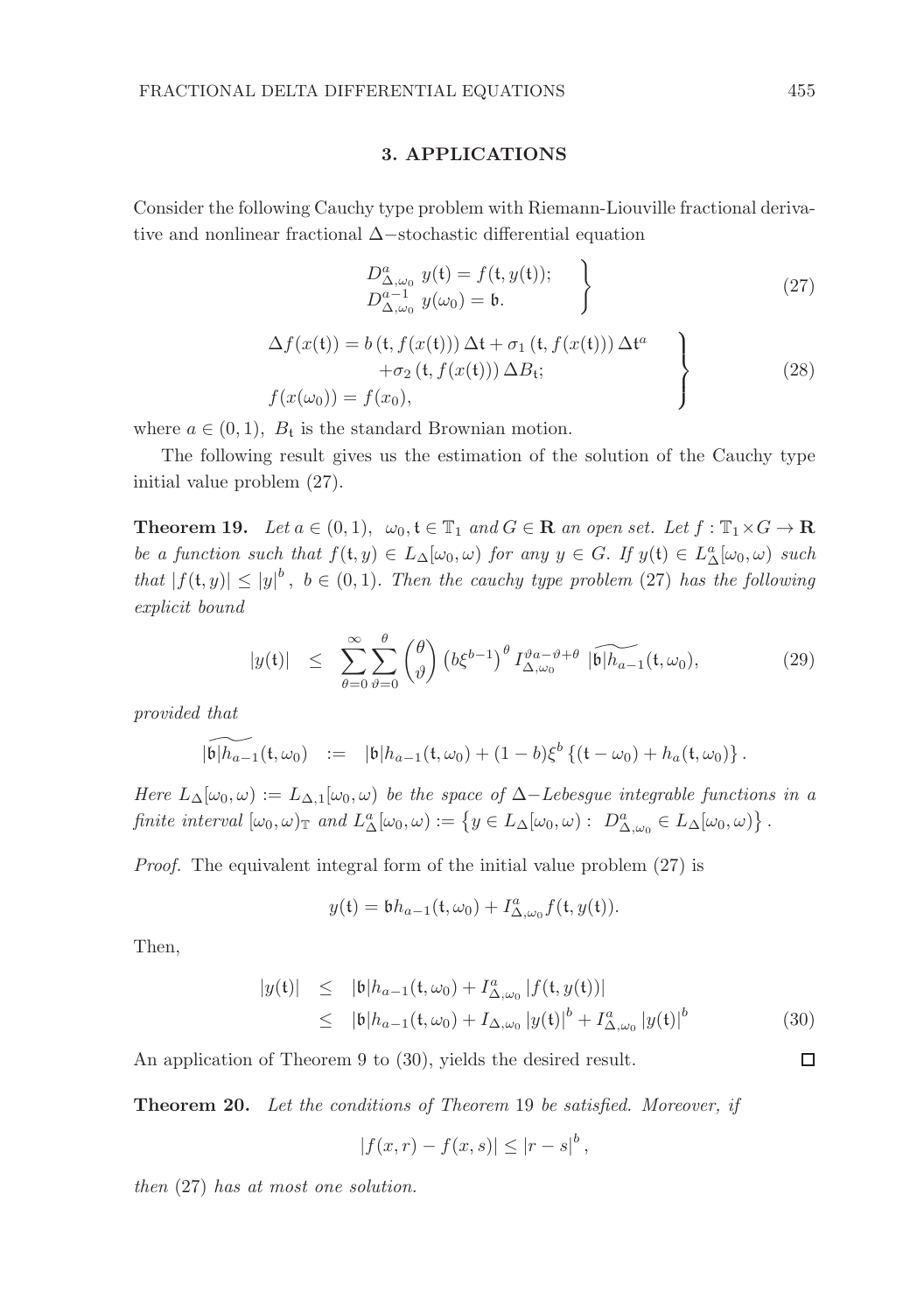## 3. APPLICATIONS

Consider the following Cauchy type problem with Riemann-Liouville fractional derivative and nonlinear fractional $\Delta-$stochastic differential equation

$$\left.\begin{aligned} D^{a}_{\Delta,\omega_0}\; y(\mathfrak{t}) = f(\mathfrak{t}, y(\mathfrak{t})); \\ D^{a-1}_{\Delta,\omega_0}\; y(\omega_0) = \mathfrak{b}. \end{aligned}\right\} \tag{27}$$

$$\left.\begin{aligned} \Delta f(x(\mathfrak{t})) = b\left(\mathfrak{t}, f(x(\mathfrak{t}))\right)\Delta\mathfrak{t} + \sigma_1\left(\mathfrak{t}, f(x(\mathfrak{t}))\right)\Delta\mathfrak{t}^{a} \\ +\sigma_2\left(\mathfrak{t}, f(x(\mathfrak{t}))\right)\Delta B_{\mathfrak{t}}; \\ f(x(\omega_0)) = f(x_0), \end{aligned}\right\} \tag{28}$$

where $a \in (0,1)$, $B_{\mathfrak{t}}$ is the standard Brownian motion.

The following result gives us the estimation of the solution of the Cauchy type initial value problem (27).

**Theorem 19.** *Let $a \in (0,1)$, $\omega_0, \mathfrak{t} \in \mathbb{T}_1$ and $G \in \mathbf{R}$ an open set. Let $f : \mathbb{T}_1 \times G \to \mathbf{R}$ be a function such that $f(\mathfrak{t}, y) \in L_{\Delta}[\omega_0, \omega)$ for any $y \in G$. If $y(\mathfrak{t}) \in L^{a}_{\Delta}[\omega_0, \omega)$ such that $|f(\mathfrak{t}, y)| \leq |y|^{b}$, $b \in (0,1)$. Then the cauchy type problem (27) has the following explicit bound*

$$|y(\mathfrak{t})| \quad \leq \quad \sum_{\theta=0}^{\infty}\sum_{\vartheta=0}^{\theta}\binom{\theta}{\vartheta}\left(b\xi^{b-1}\right)^{\theta} I^{\vartheta a-\vartheta+\theta}_{\Delta,\omega_0}\; \widetilde{|\mathfrak{b}|h_{a-1}}(\mathfrak{t}, \omega_0), \tag{29}$$

*provided that*

$$\widetilde{|\mathfrak{b}|h_{a-1}}(\mathfrak{t}, \omega_0) \quad := \quad |\mathfrak{b}|h_{a-1}(\mathfrak{t}, \omega_0) + (1-b)\xi^{b}\left\{(\mathfrak{t}-\omega_0) + h_a(\mathfrak{t}, \omega_0)\right\}.$$

*Here $L_{\Delta}[\omega_0, \omega) := L_{\Delta,1}[\omega_0, \omega)$ be the space of $\Delta-$Lebesgue integrable functions in a finite interval $[\omega_0, \omega)_{\mathbb{T}}$ and $L^{a}_{\Delta}[\omega_0, \omega) := \left\{y \in L_{\Delta}[\omega_0, \omega) : \; D^{a}_{\Delta,\omega_0} \in L_{\Delta}[\omega_0, \omega)\right\}$.*

*Proof.* The equivalent integral form of the initial value problem (27) is

$$y(\mathfrak{t}) = \mathfrak{b}h_{a-1}(\mathfrak{t}, \omega_0) + I^{a}_{\Delta,\omega_0} f(\mathfrak{t}, y(\mathfrak{t})).$$

Then,

$$\begin{aligned} |y(\mathfrak{t})| \quad &\leq \quad |\mathfrak{b}|h_{a-1}(\mathfrak{t}, \omega_0) + I^{a}_{\Delta,\omega_0}\left|f(\mathfrak{t}, y(\mathfrak{t}))\right| \\ &\leq \quad |\mathfrak{b}|h_{a-1}(\mathfrak{t}, \omega_0) + I_{\Delta,\omega_0}\left|y(\mathfrak{t})\right|^{b} + I^{a}_{\Delta,\omega_0}\left|y(\mathfrak{t})\right|^{b} \end{aligned} \tag{30}$$

An application of Theorem 9 to (30), yields the desired result. ◻

**Theorem 20.** *Let the conditions of Theorem 19 be satisfied. Moreover, if*

$$|f(x, r) - f(x, s)| \leq |r - s|^{b},$$

*then (27) has at most one solution.*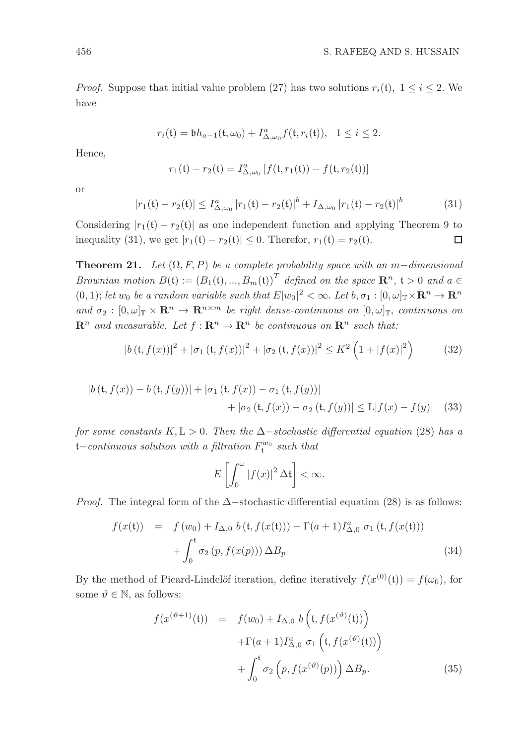*Proof.* Suppose that initial value problem (27) has two solutions $r_i(\mathfrak{t}),\ 1 \leq i \leq 2$. We have

$$r_i(\mathfrak{t}) = \mathfrak{b}h_{a-1}(\mathfrak{t}, \omega_0) + I^a_{\Delta,\omega_0} f(\mathfrak{t}, r_i(\mathfrak{t})), \quad 1 \leq i \leq 2.$$

Hence,

$$r_1(\mathfrak{t}) - r_2(\mathfrak{t}) = I^a_{\Delta,\omega_0}\left[f(\mathfrak{t}, r_1(\mathfrak{t})) - f(\mathfrak{t}, r_2(\mathfrak{t}))\right]$$

or

$$|r_1(\mathfrak{t}) - r_2(\mathfrak{t})| \leq I^a_{\Delta,\omega_0}\left|r_1(\mathfrak{t}) - r_2(\mathfrak{t})\right|^b + I_{\Delta,\omega_0}\left|r_1(\mathfrak{t}) - r_2(\mathfrak{t})\right|^b \tag{31}$$

Considering $|r_1(\mathfrak{t}) - r_2(\mathfrak{t})|$ as one independent function and applying Theorem 9 to inequality (31), we get $|r_1(\mathfrak{t}) - r_2(\mathfrak{t})| \leq 0$. Therefor, $r_1(\mathfrak{t}) = r_2(\mathfrak{t})$. ◻

**Theorem 21.** *Let $(\Omega, F, P)$ be a complete probability space with an $m-$dimensional Brownian motion $B(\mathfrak{t}) := (B_1(\mathfrak{t}), ..., B_m(\mathfrak{t}))^T$ defined on the space $\mathbf{R}^n$, $\mathfrak{t} > 0$ and $a \in (0,1)$; let $w_0$ be a random variable such that $E|w_0|^2 < \infty$. Let $b, \sigma_1 : [0,\omega]_{\mathbb{T}} \times \mathbf{R}^n \to \mathbf{R}^n$ and $\sigma_2 : [0,\omega]_{\mathbb{T}} \times \mathbf{R}^n \to \mathbf{R}^{n\times m}$ be right dense-continuous on $[0,\omega]_{\mathbb{T}}$, continuous on $\mathbf{R}^n$ and measurable. Let $f : \mathbf{R}^n \to \mathbf{R}^n$ be continuous on $\mathbf{R}^n$ such that:*

$$|b\,(\mathfrak{t}, f(x))|^2 + |\sigma_1\,(\mathfrak{t}, f(x))|^2 + |\sigma_2\,(\mathfrak{t}, f(x))|^2 \leq K^2\left(1 + |f(x)|^2\right) \tag{32}$$

$$\begin{aligned}|b\,(\mathfrak{t}, f(x)) - b\,(\mathfrak{t}, f(y))| + |\sigma_1\,(\mathfrak{t}, f(x)) - \sigma_1\,(\mathfrak{t}, f(y))| \\ + |\sigma_2\,(\mathfrak{t}, f(x)) - \sigma_2\,(\mathfrak{t}, f(y))| \leq \mathrm{L}|f(x) - f(y)|\end{aligned} \tag{33}$$

*for some constants $K, \mathrm{L} > 0$. Then the $\Delta-$stochastic differential equation (28) has a $\mathfrak{t}-$continuous solution with a filtration $F^{w_0}_{\mathfrak{t}}$ such that*

$$E\left[\int_0^\omega |f(x)|^2\,\Delta\mathfrak{t}\right] < \infty.$$

*Proof.* The integral form of the $\Delta-$stochastic differential equation (28) is as follows:

$$\begin{aligned} f(x(\mathfrak{t})) &= f\,(w_0) + I_{\Delta,0}\; b\,(\mathfrak{t}, f(x(\mathfrak{t}))) + \Gamma(a+1) I^a_{\Delta,0}\;\sigma_1\,(\mathfrak{t}, f(x(\mathfrak{t}))) \\ &\quad + \int_0^{\mathfrak{t}} \sigma_2\,(p, f(x(p)))\,\Delta B_p \end{aligned} \tag{34}$$

By the method of Picard-Lindelöf iteration, define iteratively $f(x^{(0)}(\mathfrak{t})) = f(\omega_0)$, for some $\vartheta \in \mathbb{N}$, as follows:

$$\begin{aligned} f(x^{(\vartheta+1)}(\mathfrak{t})) &= f(w_0) + I_{\Delta,0}\; b\left(\mathfrak{t}, f(x^{(\vartheta)}(\mathfrak{t}))\right) \\ &\quad + \Gamma(a+1) I^a_{\Delta,0}\;\sigma_1\left(\mathfrak{t}, f(x^{(\vartheta)}(\mathfrak{t}))\right) \\ &\quad + \int_0^{\mathfrak{t}} \sigma_2\left(p, f(x^{(\vartheta)}(p))\right)\Delta B_p. \end{aligned} \tag{35}$$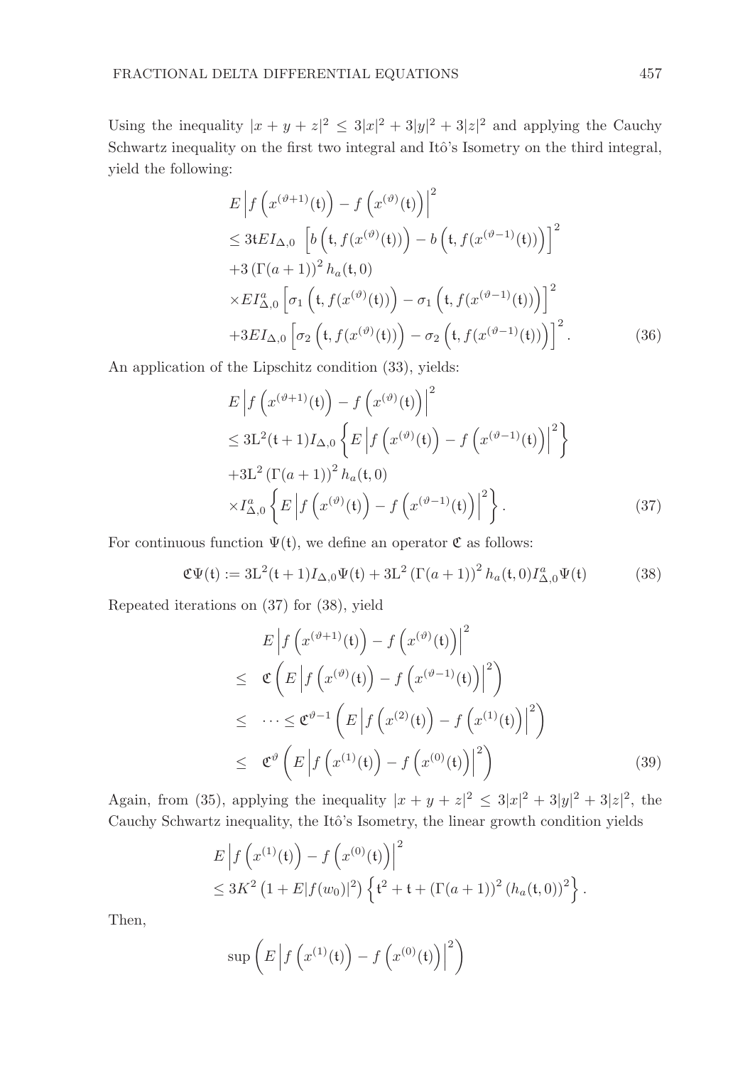Using the inequality $|x+y+z|^2 \leq 3|x|^2 + 3|y|^2 + 3|z|^2$ and applying the Cauchy Schwartz inequality on the first two integral and Itô's Isometry on the third integral, yield the following:

$$
\begin{aligned}
& E\left|f\left(x^{(\vartheta+1)}(\mathfrak{t})\right) - f\left(x^{(\vartheta)}(\mathfrak{t})\right)\right|^2 \\
& \leq 3\mathfrak{t} E I_{\Delta,0} \left[b\left(\mathfrak{t}, f(x^{(\vartheta)}(\mathfrak{t}))\right) - b\left(\mathfrak{t}, f(x^{(\vartheta-1)}(\mathfrak{t}))\right)\right]^2 \\
& +3\left(\Gamma(a+1)\right)^2 h_a(\mathfrak{t},0) \\
& \times E I^a_{\Delta,0}\left[\sigma_1\left(\mathfrak{t}, f(x^{(\vartheta)}(\mathfrak{t}))\right) - \sigma_1\left(\mathfrak{t}, f(x^{(\vartheta-1)}(\mathfrak{t}))\right)\right]^2 \\
& +3 E I_{\Delta,0}\left[\sigma_2\left(\mathfrak{t}, f(x^{(\vartheta)}(\mathfrak{t}))\right) - \sigma_2\left(\mathfrak{t}, f(x^{(\vartheta-1)}(\mathfrak{t}))\right)\right]^2 .
\end{aligned} \tag{36}
$$

An application of the Lipschitz condition (33), yields:

$$
\begin{aligned}
& E\left|f\left(x^{(\vartheta+1)}(\mathfrak{t})\right) - f\left(x^{(\vartheta)}(\mathfrak{t})\right)\right|^2 \\
& \leq 3\mathrm{L}^2(\mathfrak{t}+1) I_{\Delta,0}\left\{E\left|f\left(x^{(\vartheta)}(\mathfrak{t})\right) - f\left(x^{(\vartheta-1)}(\mathfrak{t})\right)\right|^2\right\} \\
& +3\mathrm{L}^2\left(\Gamma(a+1)\right)^2 h_a(\mathfrak{t},0) \\
& \times I^a_{\Delta,0}\left\{E\left|f\left(x^{(\vartheta)}(\mathfrak{t})\right) - f\left(x^{(\vartheta-1)}(\mathfrak{t})\right)\right|^2\right\}.
\end{aligned} \tag{37}
$$

For continuous function $\Psi(\mathfrak{t})$, we define an operator $\mathfrak{C}$ as follows:

$$
\mathfrak{C}\Psi(\mathfrak{t}) := 3\mathrm{L}^2(\mathfrak{t}+1) I_{\Delta,0}\Psi(\mathfrak{t}) + 3\mathrm{L}^2\left(\Gamma(a+1)\right)^2 h_a(\mathfrak{t},0) I^a_{\Delta,0}\Psi(\mathfrak{t}) \tag{38}
$$

Repeated iterations on (37) for (38), yield

$$
\begin{aligned}
& E\left|f\left(x^{(\vartheta+1)}(\mathfrak{t})\right) - f\left(x^{(\vartheta)}(\mathfrak{t})\right)\right|^2 \\
\leq\ & \mathfrak{C}\left(E\left|f\left(x^{(\vartheta)}(\mathfrak{t})\right) - f\left(x^{(\vartheta-1)}(\mathfrak{t})\right)\right|^2\right) \\
\leq\ & \cdots \leq \mathfrak{C}^{\vartheta-1}\left(E\left|f\left(x^{(2)}(\mathfrak{t})\right) - f\left(x^{(1)}(\mathfrak{t})\right)\right|^2\right) \\
\leq\ & \mathfrak{C}^{\vartheta}\left(E\left|f\left(x^{(1)}(\mathfrak{t})\right) - f\left(x^{(0)}(\mathfrak{t})\right)\right|^2\right)
\end{aligned} \tag{39}
$$

Again, from (35), applying the inequality $|x+y+z|^2 \leq 3|x|^2 + 3|y|^2 + 3|z|^2$, the Cauchy Schwartz inequality, the Itô's Isometry, the linear growth condition yields

$$
\begin{aligned}
& E\left|f\left(x^{(1)}(\mathfrak{t})\right) - f\left(x^{(0)}(\mathfrak{t})\right)\right|^2 \\
& \leq 3K^2\left(1 + E|f(w_0)|^2\right)\left\{\mathfrak{t}^2 + \mathfrak{t} + \left(\Gamma(a+1)\right)^2\left(h_a(\mathfrak{t},0)\right)^2\right\}.
\end{aligned}
$$

Then,

$$
\sup\left(E\left|f\left(x^{(1)}(\mathfrak{t})\right) - f\left(x^{(0)}(\mathfrak{t})\right)\right|^2\right)
$$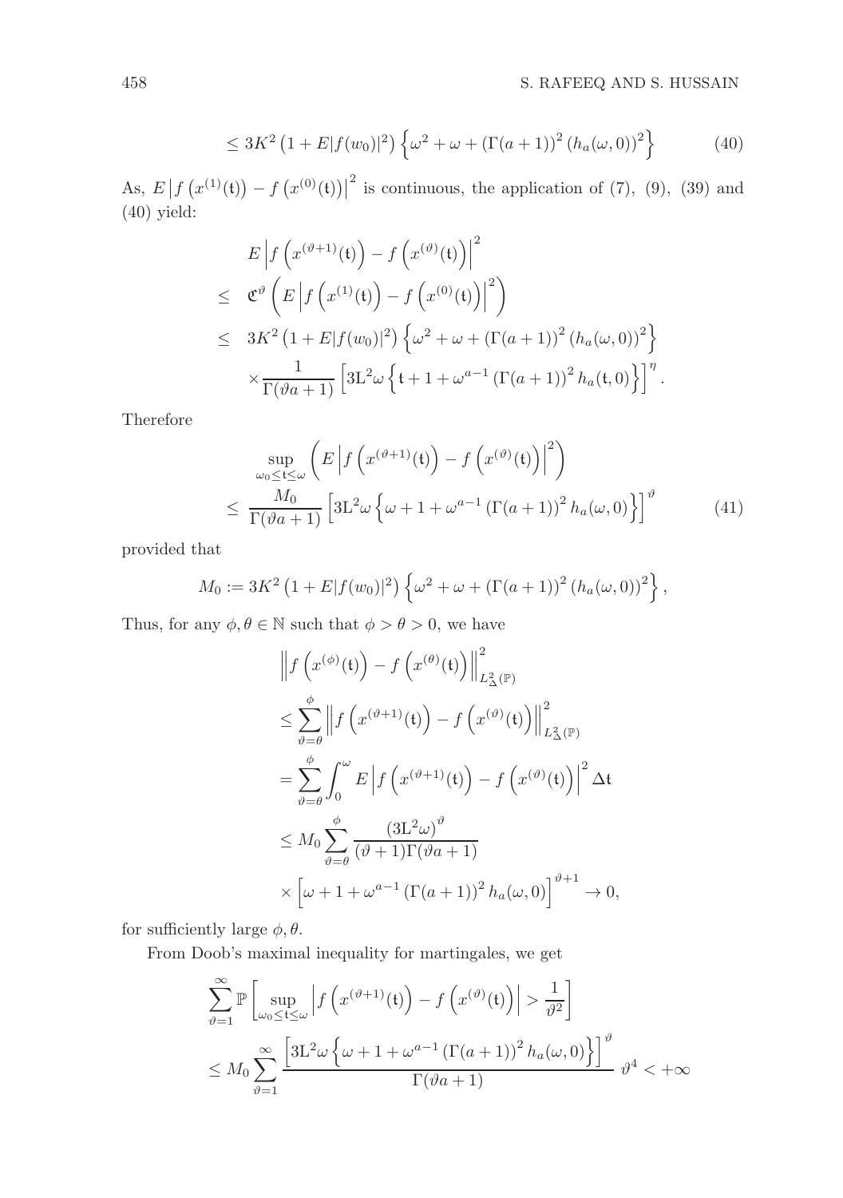$$\leq 3K^2\left(1+E|f(w_0)|^2\right)\left\{\omega^2+\omega+(\Gamma(a+1))^2\left(h_a(\omega,0)\right)^2\right\} \tag{40}$$

As, $E\left|f\left(x^{(1)}(\mathfrak{t})\right)-f\left(x^{(0)}(\mathfrak{t})\right)\right|^2$ is continuous, the application of (7), (9), (39) and (40) yield:

$$\begin{aligned}
& E\left|f\left(x^{(\vartheta+1)}(\mathfrak{t})\right)-f\left(x^{(\vartheta)}(\mathfrak{t})\right)\right|^2 \\
\leq\ & \mathfrak{C}^{\vartheta}\left(E\left|f\left(x^{(1)}(\mathfrak{t})\right)-f\left(x^{(0)}(\mathfrak{t})\right)\right|^2\right) \\
\leq\ & 3K^2\left(1+E|f(w_0)|^2\right)\left\{\omega^2+\omega+(\Gamma(a+1))^2\left(h_a(\omega,0)\right)^2\right\} \\
& \times\frac{1}{\Gamma(\vartheta a+1)}\left[3\mathrm{L}^2\omega\left\{\mathfrak{t}+1+\omega^{a-1}\left(\Gamma(a+1)\right)^2h_a(\mathfrak{t},0)\right\}\right]^{\eta}.
\end{aligned}$$

Therefore

$$\begin{aligned}
& \sup_{\omega_0\leq\mathfrak{t}\leq\omega}\left(E\left|f\left(x^{(\vartheta+1)}(\mathfrak{t})\right)-f\left(x^{(\vartheta)}(\mathfrak{t})\right)\right|^2\right) \\
\leq\ & \frac{M_0}{\Gamma(\vartheta a+1)}\left[3\mathrm{L}^2\omega\left\{\omega+1+\omega^{a-1}\left(\Gamma(a+1)\right)^2h_a(\omega,0)\right\}\right]^{\vartheta}
\end{aligned} \tag{41}$$

provided that

$$M_0:=3K^2\left(1+E|f(w_0)|^2\right)\left\{\omega^2+\omega+(\Gamma(a+1))^2\left(h_a(\omega,0)\right)^2\right\},$$

Thus, for any $\phi,\theta\in\mathbb{N}$ such that $\phi>\theta>0$, we have

$$\begin{aligned}
& \left\|f\left(x^{(\phi)}(\mathfrak{t})\right)-f\left(x^{(\theta)}(\mathfrak{t})\right)\right\|^2_{L^2_{\Delta}(\mathbb{P})} \\
& \leq\sum_{\vartheta=\theta}^{\phi}\left\|f\left(x^{(\vartheta+1)}(\mathfrak{t})\right)-f\left(x^{(\vartheta)}(\mathfrak{t})\right)\right\|^2_{L^2_{\Delta}(\mathbb{P})} \\
& =\sum_{\vartheta=\theta}^{\phi}\int_0^{\omega}E\left|f\left(x^{(\vartheta+1)}(\mathfrak{t})\right)-f\left(x^{(\vartheta)}(\mathfrak{t})\right)\right|^2\Delta\mathfrak{t} \\
& \leq M_0\sum_{\vartheta=\theta}^{\phi}\frac{\left(3\mathrm{L}^2\omega\right)^{\vartheta}}{(\vartheta+1)\Gamma(\vartheta a+1)} \\
& \quad\times\left[\omega+1+\omega^{a-1}\left(\Gamma(a+1)\right)^2h_a(\omega,0)\right]^{\vartheta+1}\to 0,
\end{aligned}$$

for sufficiently large $\phi,\theta$.

From Doob's maximal inequality for martingales, we get

$$\begin{aligned}
& \sum_{\vartheta=1}^{\infty}\mathbb{P}\left[\sup_{\omega_0\leq\mathfrak{t}\leq\omega}\left|f\left(x^{(\vartheta+1)}(\mathfrak{t})\right)-f\left(x^{(\vartheta)}(\mathfrak{t})\right)\right|>\frac{1}{\vartheta^2}\right] \\
& \leq M_0\sum_{\vartheta=1}^{\infty}\frac{\left[3\mathrm{L}^2\omega\left\{\omega+1+\omega^{a-1}\left(\Gamma(a+1)\right)^2h_a(\omega,0)\right\}\right]^{\vartheta}}{\Gamma(\vartheta a+1)}\ \vartheta^4<+\infty
\end{aligned}$$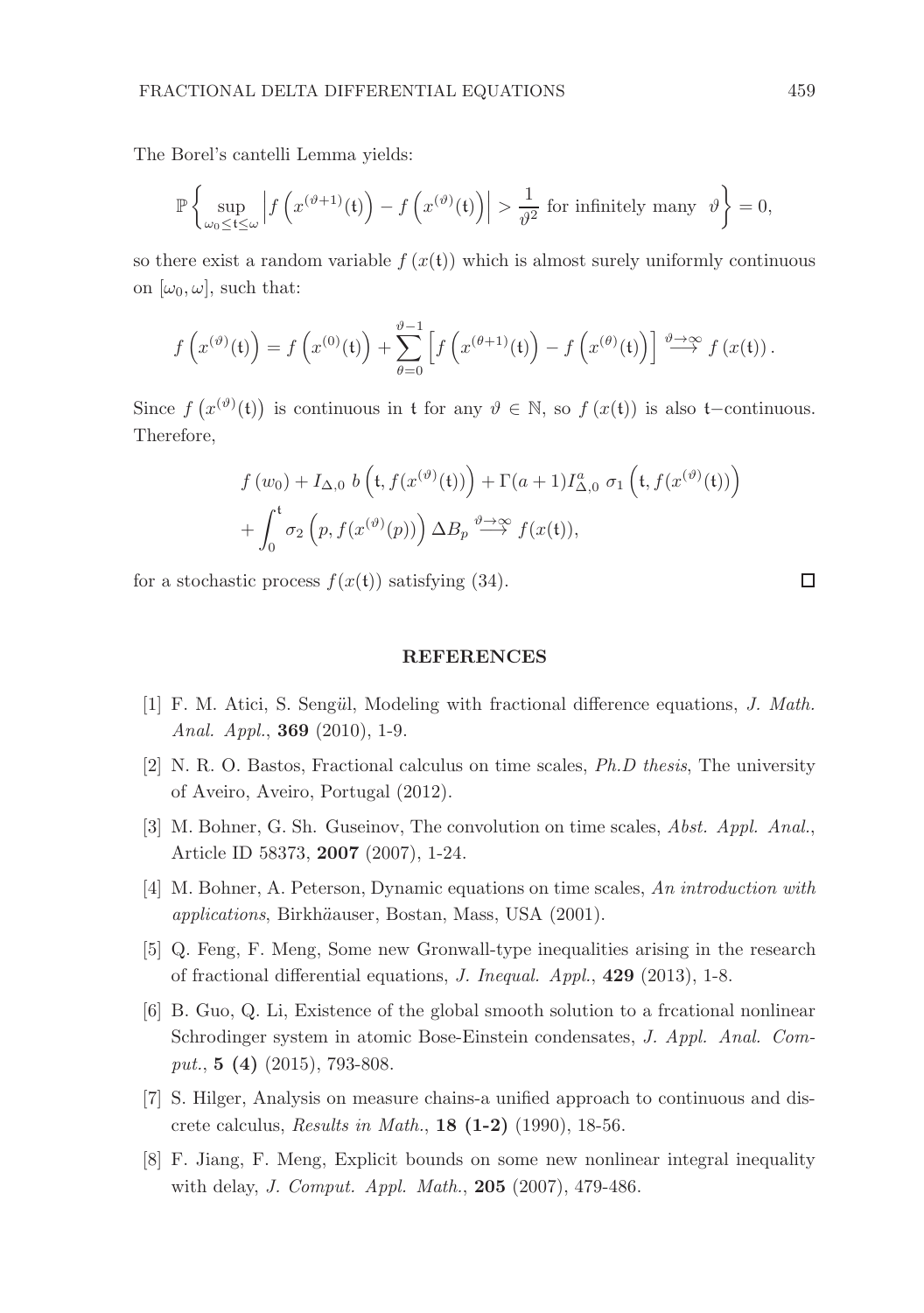The Borel's cantelli Lemma yields:

$$\mathbb{P}\left\{ \sup_{\omega_0 \leq \mathfrak{t} \leq \omega} \left| f\left(x^{(\vartheta+1)}(\mathfrak{t})\right) - f\left(x^{(\vartheta)}(\mathfrak{t})\right) \right| > \frac{1}{\vartheta^2} \text{ for infinitely many } \vartheta \right\} = 0,$$

so there exist a random variable $f(x(\mathfrak{t}))$ which is almost surely uniformly continuous on $[\omega_0, \omega]$, such that:

$$f\left(x^{(\vartheta)}(\mathfrak{t})\right) = f\left(x^{(0)}(\mathfrak{t})\right) + \sum_{\theta=0}^{\vartheta-1} \left[ f\left(x^{(\theta+1)}(\mathfrak{t})\right) - f\left(x^{(\theta)}(\mathfrak{t})\right) \right] \overset{\vartheta \to \infty}{\longrightarrow} f\left(x(\mathfrak{t})\right).$$

Since $f\left(x^{(\vartheta)}(\mathfrak{t})\right)$ is continuous in $\mathfrak{t}$ for any $\vartheta \in \mathbb{N}$, so $f(x(\mathfrak{t}))$ is also $\mathfrak{t}-$continuous. Therefore,

$$\begin{aligned} &f(w_0) + I_{\Delta,0}\ b\left(\mathfrak{t}, f(x^{(\vartheta)}(\mathfrak{t}))\right) + \Gamma(a+1) I^a_{\Delta,0}\ \sigma_1\left(\mathfrak{t}, f(x^{(\vartheta)}(\mathfrak{t}))\right) \\ &+ \int_0^{\mathfrak{t}} \sigma_2\left(p, f(x^{(\vartheta)}(p))\right) \Delta B_p \overset{\vartheta \to \infty}{\longrightarrow} f(x(\mathfrak{t})), \end{aligned}$$

for a stochastic process $f(x(\mathfrak{t}))$ satisfying (34). □

## REFERENCES

[1] F. M. Atici, S. Sengül, Modeling with fractional difference equations, *J. Math. Anal. Appl.*, **369** (2010), 1-9.

[2] N. R. O. Bastos, Fractional calculus on time scales, *Ph.D thesis*, The university of Aveiro, Aveiro, Portugal (2012).

[3] M. Bohner, G. Sh. Guseinov, The convolution on time scales, *Abst. Appl. Anal.*, Article ID 58373, **2007** (2007), 1-24.

[4] M. Bohner, A. Peterson, Dynamic equations on time scales, *An introduction with applications*, Birkhäauser, Bostan, Mass, USA (2001).

[5] Q. Feng, F. Meng, Some new Gronwall-type inequalities arising in the research of fractional differential equations, *J. Inequal. Appl.*, **429** (2013), 1-8.

[6] B. Guo, Q. Li, Existence of the global smooth solution to a frcational nonlinear Schrodinger system in atomic Bose-Einstein condensates, *J. Appl. Anal. Comput.*, **5 (4)** (2015), 793-808.

[7] S. Hilger, Analysis on measure chains-a unified approach to continuous and discrete calculus, *Results in Math.*, **18 (1-2)** (1990), 18-56.

[8] F. Jiang, F. Meng, Explicit bounds on some new nonlinear integral inequality with delay, *J. Comput. Appl. Math.*, **205** (2007), 479-486.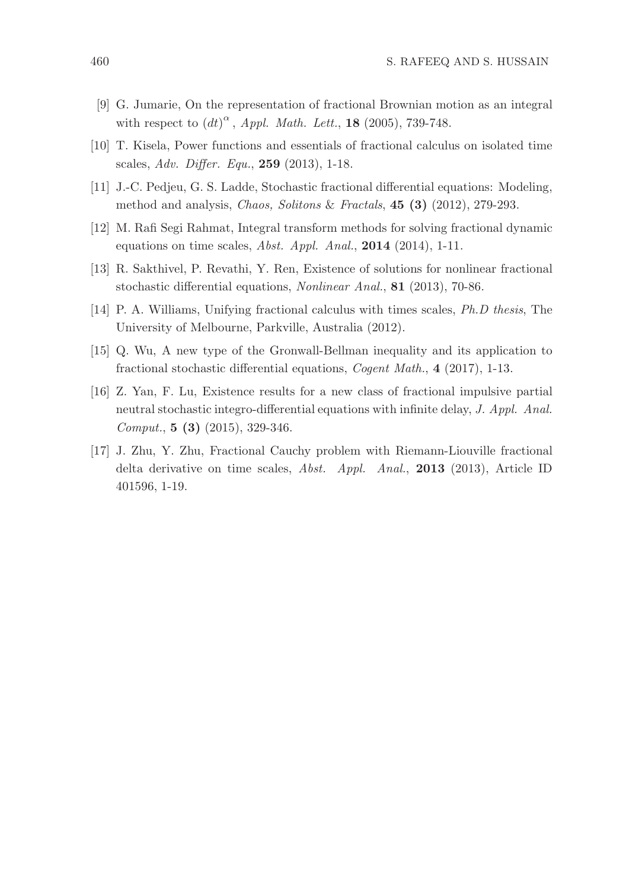[9] G. Jumarie, On the representation of fractional Brownian motion as an integral with respect to $(dt)^{\alpha}$, *Appl. Math. Lett.*, **18** (2005), 739-748.

[10] T. Kisela, Power functions and essentials of fractional calculus on isolated time scales, *Adv. Differ. Equ.*, **259** (2013), 1-18.

[11] J.-C. Pedjeu, G. S. Ladde, Stochastic fractional differential equations: Modeling, method and analysis, *Chaos, Solitons* & *Fractals*, **45 (3)** (2012), 279-293.

[12] M. Rafi Segi Rahmat, Integral transform methods for solving fractional dynamic equations on time scales, *Abst. Appl. Anal.*, **2014** (2014), 1-11.

[13] R. Sakthivel, P. Revathi, Y. Ren, Existence of solutions for nonlinear fractional stochastic differential equations, *Nonlinear Anal.*, **81** (2013), 70-86.

[14] P. A. Williams, Unifying fractional calculus with times scales, *Ph.D thesis*, The University of Melbourne, Parkville, Australia (2012).

[15] Q. Wu, A new type of the Gronwall-Bellman inequality and its application to fractional stochastic differential equations, *Cogent Math.*, **4** (2017), 1-13.

[16] Z. Yan, F. Lu, Existence results for a new class of fractional impulsive partial neutral stochastic integro-differential equations with infinite delay, *J. Appl. Anal. Comput.*, **5 (3)** (2015), 329-346.

[17] J. Zhu, Y. Zhu, Fractional Cauchy problem with Riemann-Liouville fractional delta derivative on time scales, *Abst. Appl. Anal.*, **2013** (2013), Article ID 401596, 1-19.